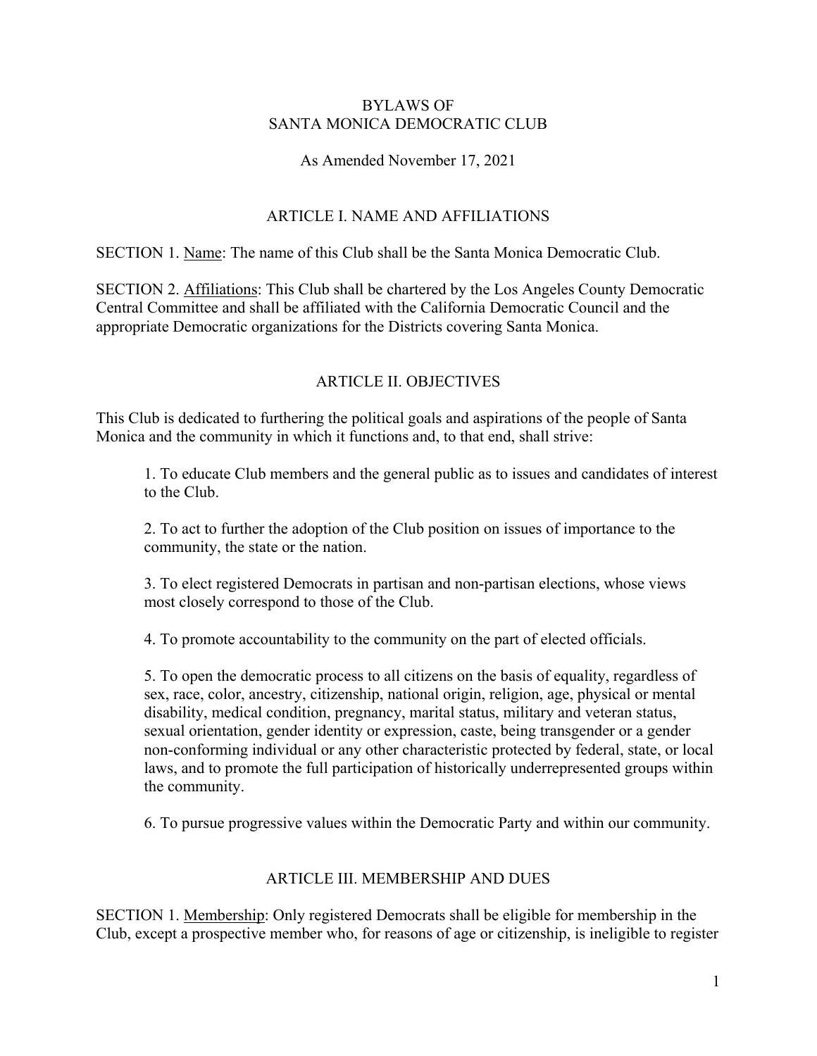# BYLAWS OF SANTA MONICA DEMOCRATIC CLUB

As Amended November 17, 2021

## ARTICLE I. NAME AND AFFILIATIONS

SECTION 1. Name: The name of this Club shall be the Santa Monica Democratic Club.

SECTION 2. Affiliations: This Club shall be chartered by the Los Angeles County Democratic Central Committee and shall be affiliated with the California Democratic Council and the appropriate Democratic organizations for the Districts covering Santa Monica.

## ARTICLE II. OBJECTIVES

This Club is dedicated to furthering the political goals and aspirations of the people of Santa Monica and the community in which it functions and, to that end, shall strive:

1. To educate Club members and the general public as to issues and candidates of interest to the Club.

2. To act to further the adoption of the Club position on issues of importance to the community, the state or the nation.

3. To elect registered Democrats in partisan and non-partisan elections, whose views most closely correspond to those of the Club.

4. To promote accountability to the community on the part of elected officials.

5. To open the democratic process to all citizens on the basis of equality, regardless of sex, race, color, ancestry, citizenship, national origin, religion, age, physical or mental disability, medical condition, pregnancy, marital status, military and veteran status, sexual orientation, gender identity or expression, caste, being transgender or a gender non-conforming individual or any other characteristic protected by federal, state, or local laws, and to promote the full participation of historically underrepresented groups within the community.

6. To pursue progressive values within the Democratic Party and within our community.

## ARTICLE III. MEMBERSHIP AND DUES

SECTION 1. Membership: Only registered Democrats shall be eligible for membership in the Club, except a prospective member who, for reasons of age or citizenship, is ineligible to register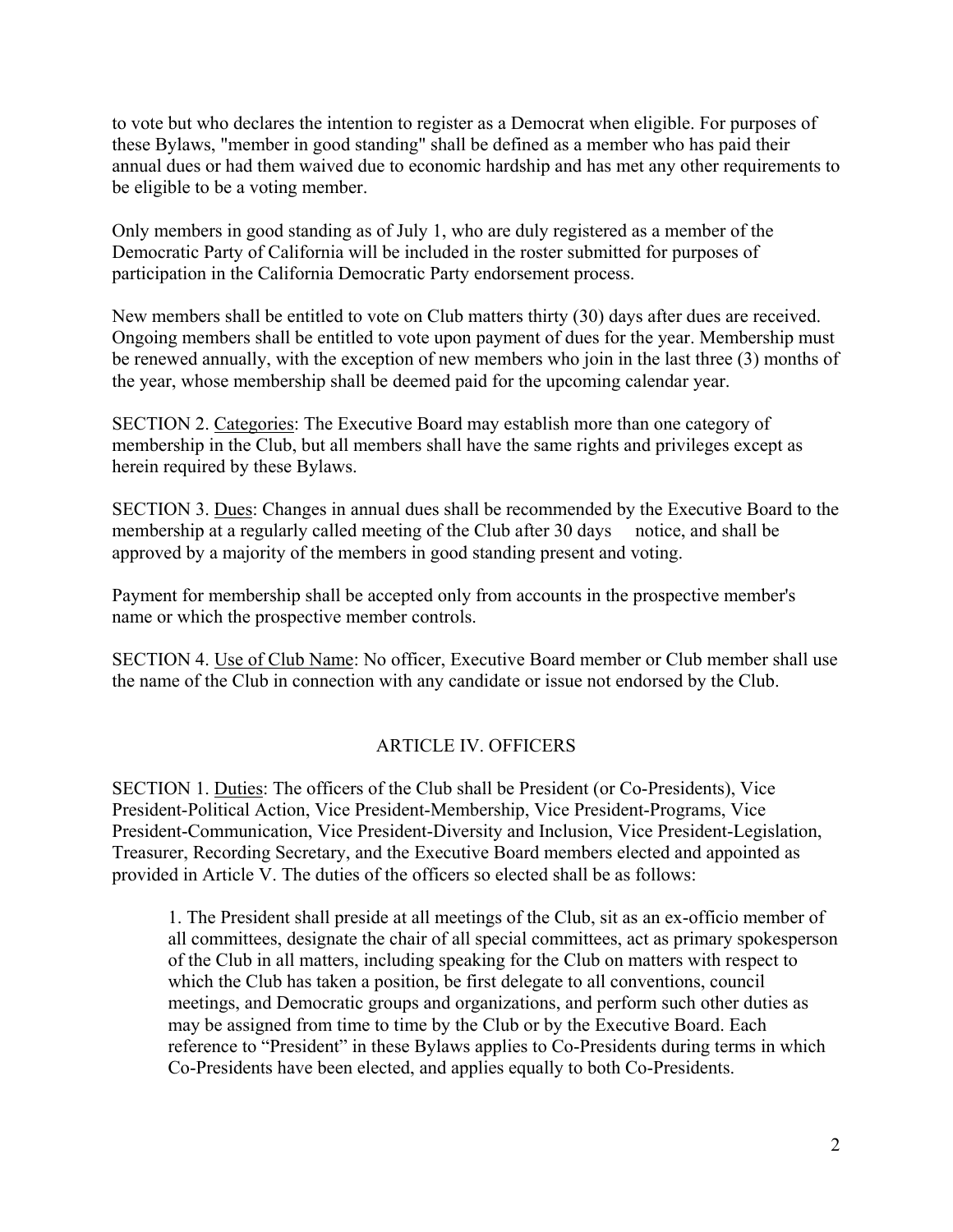to vote but who declares the intention to register as a Democrat when eligible. For purposes of these Bylaws, "member in good standing" shall be defined as a member who has paid their annual dues or had them waived due to economic hardship and has met any other requirements to be eligible to be a voting member.

Only members in good standing as of July 1, who are duly registered as a member of the Democratic Party of California will be included in the roster submitted for purposes of participation in the California Democratic Party endorsement process.

New members shall be entitled to vote on Club matters thirty (30) days after dues are received. Ongoing members shall be entitled to vote upon payment of dues for the year. Membership must be renewed annually, with the exception of new members who join in the last three (3) months of the year, whose membership shall be deemed paid for the upcoming calendar year.

SECTION 2. Categories: The Executive Board may establish more than one category of membership in the Club, but all members shall have the same rights and privileges except as herein required by these Bylaws.

SECTION 3. Dues: Changes in annual dues shall be recommended by the Executive Board to the membership at a regularly called meeting of the Club after 30 days notice, and shall be approved by a majority of the members in good standing present and voting.

Payment for membership shall be accepted only from accounts in the prospective member's name or which the prospective member controls.

SECTION 4. Use of Club Name: No officer, Executive Board member or Club member shall use the name of the Club in connection with any candidate or issue not endorsed by the Club.

## ARTICLE IV. OFFICERS

SECTION 1. Duties: The officers of the Club shall be President (or Co-Presidents), Vice President-Political Action, Vice President-Membership, Vice President-Programs, Vice President-Communication, Vice President-Diversity and Inclusion, Vice President-Legislation, Treasurer, Recording Secretary, and the Executive Board members elected and appointed as provided in Article V. The duties of the officers so elected shall be as follows:

1. The President shall preside at all meetings of the Club, sit as an ex-officio member of all committees, designate the chair of all special committees, act as primary spokesperson of the Club in all matters, including speaking for the Club on matters with respect to which the Club has taken a position, be first delegate to all conventions, council meetings, and Democratic groups and organizations, and perform such other duties as may be assigned from time to time by the Club or by the Executive Board. Each reference to "President" in these Bylaws applies to Co-Presidents during terms in which Co-Presidents have been elected, and applies equally to both Co-Presidents.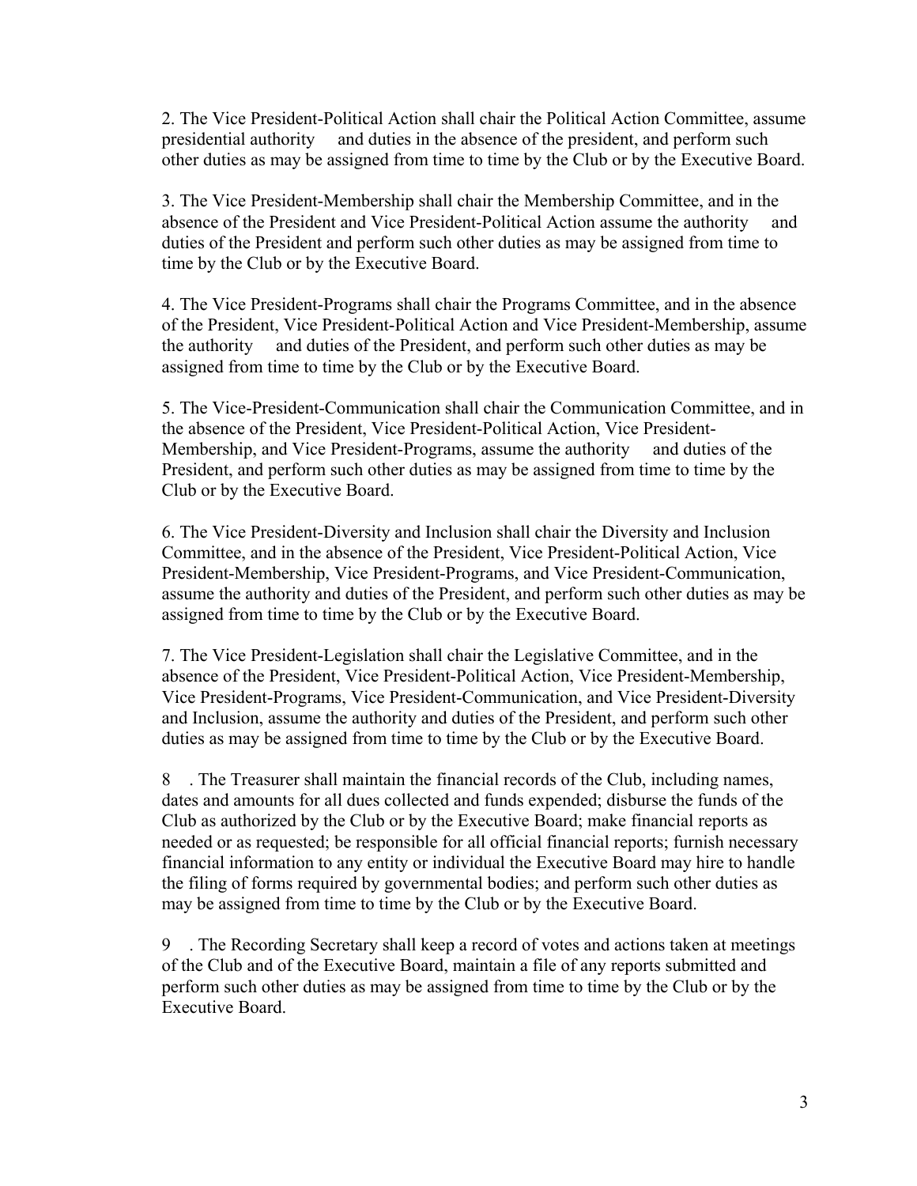2. The Vice President-Political Action shall chair the Political Action Committee, assume presidential authority and duties in the absence of the president, and perform such other duties as may be assigned from time to time by the Club or by the Executive Board.

3. The Vice President-Membership shall chair the Membership Committee, and in the absence of the President and Vice President-Political Action assume the authority and duties of the President and perform such other duties as may be assigned from time to time by the Club or by the Executive Board.

4. The Vice President-Programs shall chair the Programs Committee, and in the absence of the President, Vice President-Political Action and Vice President-Membership, assume the authority and duties of the President, and perform such other duties as may be assigned from time to time by the Club or by the Executive Board.

5. The Vice-President-Communication shall chair the Communication Committee, and in the absence of the President, Vice President-Political Action, Vice President-Membership, and Vice President-Programs, assume the authority and duties of the President, and perform such other duties as may be assigned from time to time by the Club or by the Executive Board.

6. The Vice President-Diversity and Inclusion shall chair the Diversity and Inclusion Committee, and in the absence of the President, Vice President-Political Action, Vice President-Membership, Vice President-Programs, and Vice President-Communication, assume the authority and duties of the President, and perform such other duties as may be assigned from time to time by the Club or by the Executive Board.

7. The Vice President-Legislation shall chair the Legislative Committee, and in the absence of the President, Vice President-Political Action, Vice President-Membership, Vice President-Programs, Vice President-Communication, and Vice President-Diversity and Inclusion, assume the authority and duties of the President, and perform such other duties as may be assigned from time to time by the Club or by the Executive Board.

8. The Treasurer shall maintain the financial records of the Club, including names, dates and amounts for all dues collected and funds expended; disburse the funds of the Club as authorized by the Club or by the Executive Board; make financial reports as needed or as requested; be responsible for all official financial reports; furnish necessary financial information to any entity or individual the Executive Board may hire to handle the filing of forms required by governmental bodies; and perform such other duties as may be assigned from time to time by the Club or by the Executive Board.

9. The Recording Secretary shall keep a record of votes and actions taken at meetings of the Club and of the Executive Board, maintain a file of any reports submitted and perform such other duties as may be assigned from time to time by the Club or by the Executive Board.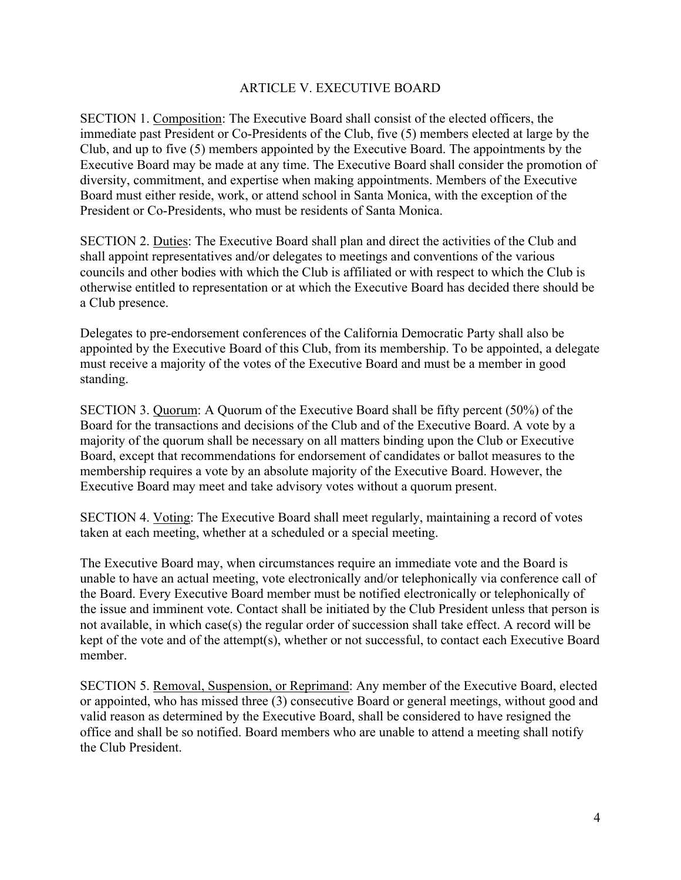## ARTICLE V. EXECUTIVE BOARD

SECTION 1. Composition: The Executive Board shall consist of the elected officers, the immediate past President or Co-Presidents of the Club, five (5) members elected at large by the Club, and up to five (5) members appointed by the Executive Board. The appointments by the Executive Board may be made at any time. The Executive Board shall consider the promotion of diversity, commitment, and expertise when making appointments. Members of the Executive Board must either reside, work, or attend school in Santa Monica, with the exception of the President or Co-Presidents, who must be residents of Santa Monica.

SECTION 2. Duties: The Executive Board shall plan and direct the activities of the Club and shall appoint representatives and/or delegates to meetings and conventions of the various councils and other bodies with which the Club is affiliated or with respect to which the Club is otherwise entitled to representation or at which the Executive Board has decided there should be a Club presence.

Delegates to pre-endorsement conferences of the California Democratic Party shall also be appointed by the Executive Board of this Club, from its membership. To be appointed, a delegate must receive a majority of the votes of the Executive Board and must be a member in good standing.

SECTION 3. Quorum: A Quorum of the Executive Board shall be fifty percent (50%) of the Board for the transactions and decisions of the Club and of the Executive Board. A vote by a majority of the quorum shall be necessary on all matters binding upon the Club or Executive Board, except that recommendations for endorsement of candidates or ballot measures to the membership requires a vote by an absolute majority of the Executive Board. However, the Executive Board may meet and take advisory votes without a quorum present.

SECTION 4. Voting: The Executive Board shall meet regularly, maintaining a record of votes taken at each meeting, whether at a scheduled or a special meeting.

The Executive Board may, when circumstances require an immediate vote and the Board is unable to have an actual meeting, vote electronically and/or telephonically via conference call of the Board. Every Executive Board member must be notified electronically or telephonically of the issue and imminent vote. Contact shall be initiated by the Club President unless that person is not available, in which case(s) the regular order of succession shall take effect. A record will be kept of the vote and of the attempt(s), whether or not successful, to contact each Executive Board member.

SECTION 5. Removal, Suspension, or Reprimand: Any member of the Executive Board, elected or appointed, who has missed three (3) consecutive Board or general meetings, without good and valid reason as determined by the Executive Board, shall be considered to have resigned the office and shall be so notified. Board members who are unable to attend a meeting shall notify the Club President.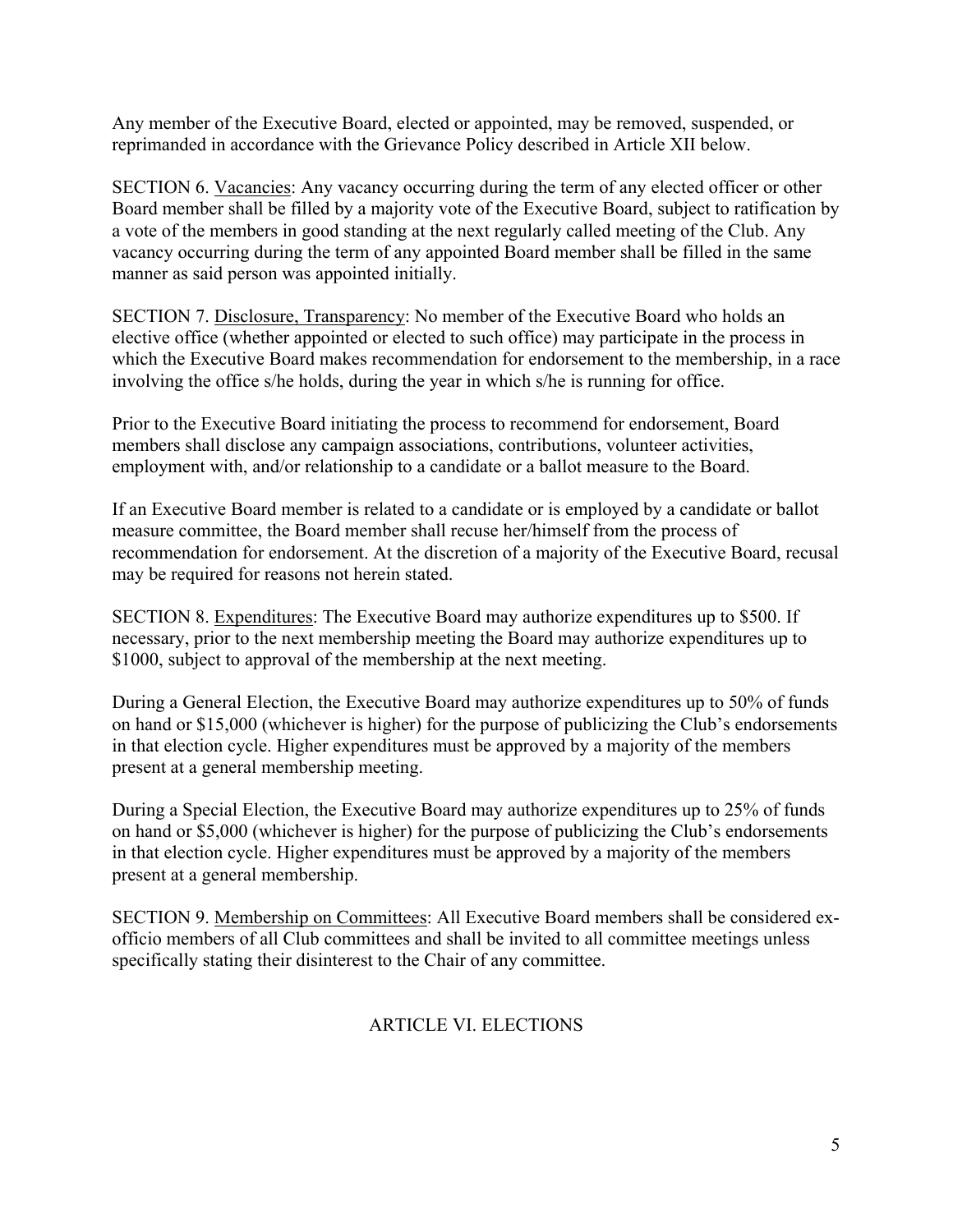Any member of the Executive Board, elected or appointed, may be removed, suspended, or reprimanded in accordance with the Grievance Policy described in Article XII below.

SECTION 6. <u>Vacancies</u>: Any vacancy occurring during the term of any elected officer or other Board member shall be filled by a majority vote of the Executive Board, subject to ratification by a vote of the members in good standing at the next regularly called meeting of the Club. Any vacancy occurring during the term of any appointed Board member shall be filled in the same manner as said person was appointed initially.

SECTION 7. <u>Disclosure, Transparency</u>: No member of the Executive Board who holds an elective office (whether appointed or elected to such office) may participate in the process in which the Executive Board makes recommendation for endorsement to the membership, in a race involving the office s/he holds, during the year in which s/he is running for office.

Prior to the Executive Board initiating the process to recommend for endorsement, Board members shall disclose any campaign associations, contributions, volunteer activities, employment with, and/or relationship to a candidate or a ballot measure to the Board.

If an Executive Board member is related to a candidate or is employed by a candidate or ballot measure committee, the Board member shall recuse her/himself from the process of recommendation for endorsement. At the discretion of a majority of the Executive Board, recusal may be required for reasons not herein stated.

SECTION 8. <u>Expenditures</u>: The Executive Board may authorize expenditures up to $500. If necessary, prior to the next membership meeting the Board may authorize expenditures up to $1000, subject to approval of the membership at the next meeting.

During a General Election, the Executive Board may authorize expenditures up to 50% of funds on hand or $15,000 (whichever is higher) for the purpose of publicizing the Club's endorsements in that election cycle. Higher expenditures must be approved by a majority of the members present at a general membership meeting.

During a Special Election, the Executive Board may authorize expenditures up to 25% of funds on hand or $5,000 (whichever is higher) for the purpose of publicizing the Club's endorsements in that election cycle. Higher expenditures must be approved by a majority of the members present at a general membership.

SECTION 9. <u>Membership on Committees</u>: All Executive Board members shall be considered ex-officio members of all Club committees and shall be invited to all committee meetings unless specifically stating their disinterest to the Chair of any committee.

## ARTICLE VI. ELECTIONS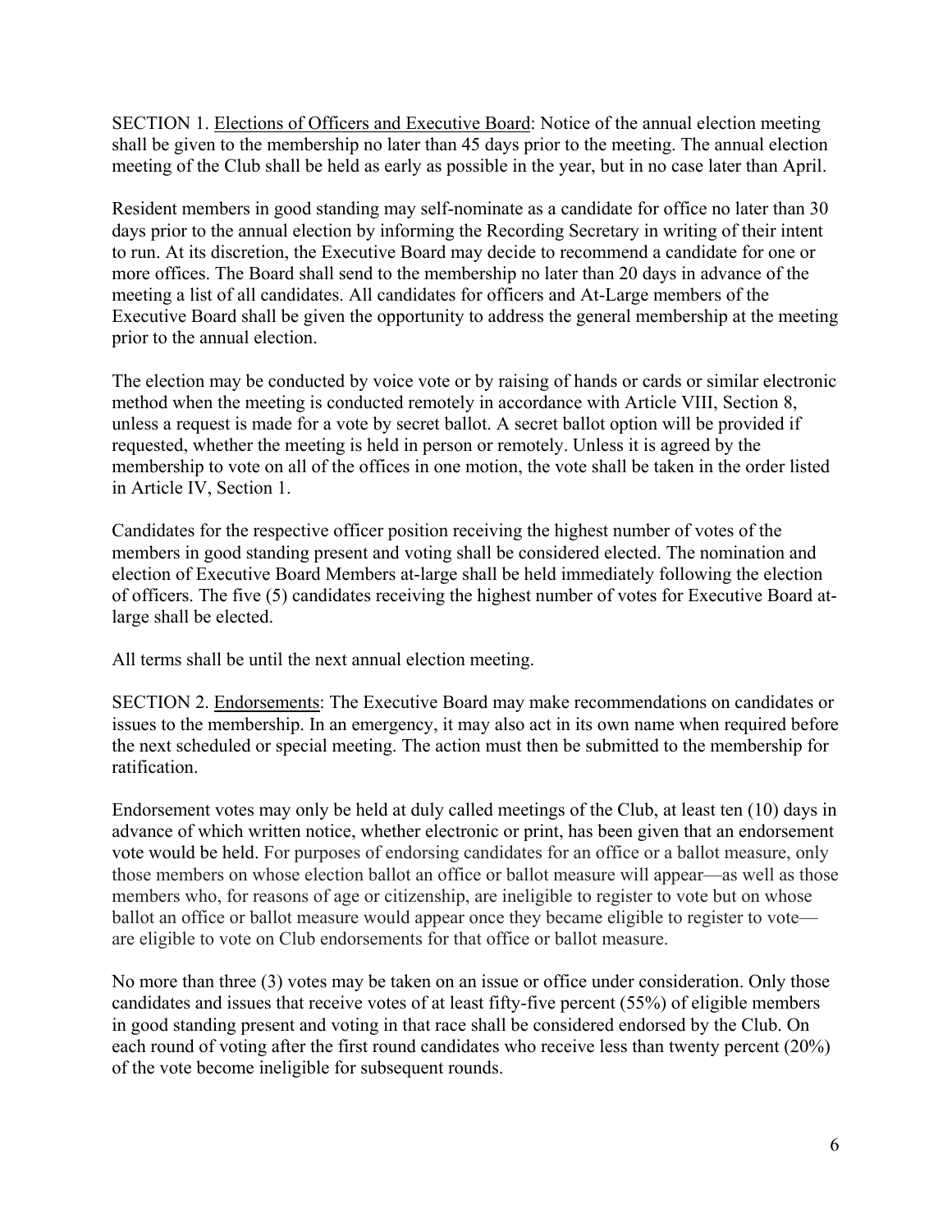SECTION 1. Elections of Officers and Executive Board: Notice of the annual election meeting shall be given to the membership no later than 45 days prior to the meeting. The annual election meeting of the Club shall be held as early as possible in the year, but in no case later than April.

Resident members in good standing may self-nominate as a candidate for office no later than 30 days prior to the annual election by informing the Recording Secretary in writing of their intent to run. At its discretion, the Executive Board may decide to recommend a candidate for one or more offices. The Board shall send to the membership no later than 20 days in advance of the meeting a list of all candidates. All candidates for officers and At-Large members of the Executive Board shall be given the opportunity to address the general membership at the meeting prior to the annual election.

The election may be conducted by voice vote or by raising of hands or cards or similar electronic method when the meeting is conducted remotely in accordance with Article VIII, Section 8, unless a request is made for a vote by secret ballot. A secret ballot option will be provided if requested, whether the meeting is held in person or remotely. Unless it is agreed by the membership to vote on all of the offices in one motion, the vote shall be taken in the order listed in Article IV, Section 1.

Candidates for the respective officer position receiving the highest number of votes of the members in good standing present and voting shall be considered elected. The nomination and election of Executive Board Members at-large shall be held immediately following the election of officers. The five (5) candidates receiving the highest number of votes for Executive Board at-large shall be elected.

All terms shall be until the next annual election meeting.

SECTION 2. Endorsements: The Executive Board may make recommendations on candidates or issues to the membership. In an emergency, it may also act in its own name when required before the next scheduled or special meeting. The action must then be submitted to the membership for ratification.

Endorsement votes may only be held at duly called meetings of the Club, at least ten (10) days in advance of which written notice, whether electronic or print, has been given that an endorsement vote would be held. For purposes of endorsing candidates for an office or a ballot measure, only those members on whose election ballot an office or ballot measure will appear—as well as those members who, for reasons of age or citizenship, are ineligible to register to vote but on whose ballot an office or ballot measure would appear once they became eligible to register to vote—are eligible to vote on Club endorsements for that office or ballot measure.

No more than three (3) votes may be taken on an issue or office under consideration. Only those candidates and issues that receive votes of at least fifty-five percent (55%) of eligible members in good standing present and voting in that race shall be considered endorsed by the Club. On each round of voting after the first round candidates who receive less than twenty percent (20%) of the vote become ineligible for subsequent rounds.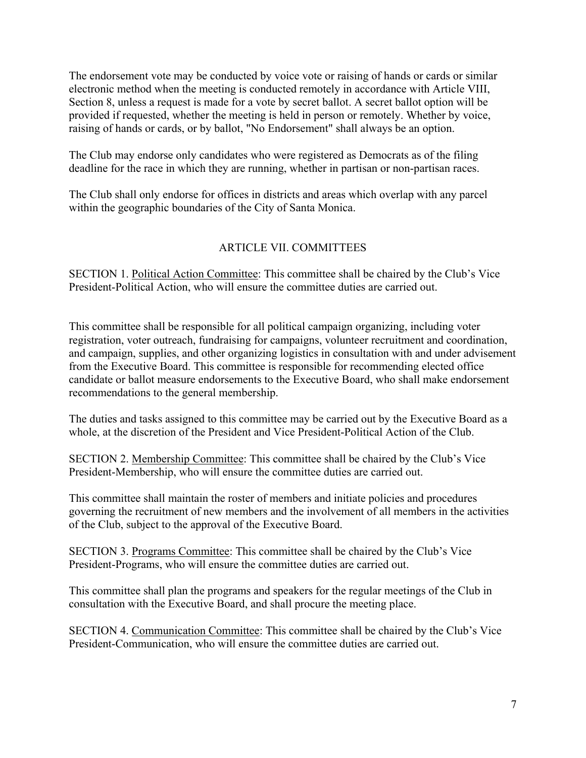The endorsement vote may be conducted by voice vote or raising of hands or cards or similar electronic method when the meeting is conducted remotely in accordance with Article VIII, Section 8, unless a request is made for a vote by secret ballot. A secret ballot option will be provided if requested, whether the meeting is held in person or remotely. Whether by voice, raising of hands or cards, or by ballot, "No Endorsement" shall always be an option.

The Club may endorse only candidates who were registered as Democrats as of the filing deadline for the race in which they are running, whether in partisan or non-partisan races.

The Club shall only endorse for offices in districts and areas which overlap with any parcel within the geographic boundaries of the City of Santa Monica.

## ARTICLE VII. COMMITTEES

SECTION 1. Political Action Committee: This committee shall be chaired by the Club's Vice President-Political Action, who will ensure the committee duties are carried out.

This committee shall be responsible for all political campaign organizing, including voter registration, voter outreach, fundraising for campaigns, volunteer recruitment and coordination, and campaign, supplies, and other organizing logistics in consultation with and under advisement from the Executive Board. This committee is responsible for recommending elected office candidate or ballot measure endorsements to the Executive Board, who shall make endorsement recommendations to the general membership.

The duties and tasks assigned to this committee may be carried out by the Executive Board as a whole, at the discretion of the President and Vice President-Political Action of the Club.

SECTION 2. Membership Committee: This committee shall be chaired by the Club's Vice President-Membership, who will ensure the committee duties are carried out.

This committee shall maintain the roster of members and initiate policies and procedures governing the recruitment of new members and the involvement of all members in the activities of the Club, subject to the approval of the Executive Board.

SECTION 3. Programs Committee: This committee shall be chaired by the Club's Vice President-Programs, who will ensure the committee duties are carried out.

This committee shall plan the programs and speakers for the regular meetings of the Club in consultation with the Executive Board, and shall procure the meeting place.

SECTION 4. Communication Committee: This committee shall be chaired by the Club's Vice President-Communication, who will ensure the committee duties are carried out.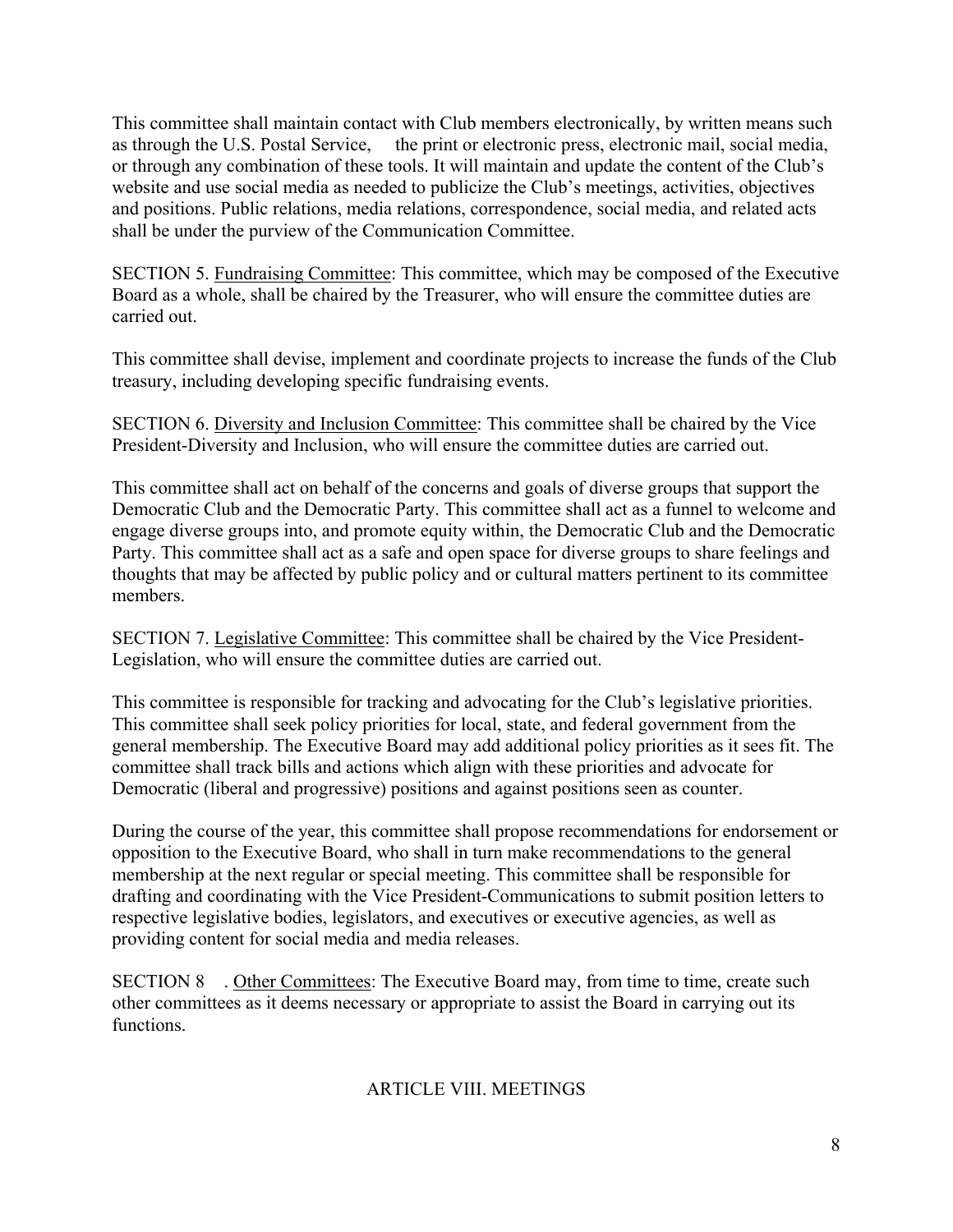This committee shall maintain contact with Club members electronically, by written means such as through the U.S. Postal Service, the print or electronic press, electronic mail, social media, or through any combination of these tools. It will maintain and update the content of the Club's website and use social media as needed to publicize the Club's meetings, activities, objectives and positions. Public relations, media relations, correspondence, social media, and related acts shall be under the purview of the Communication Committee.

SECTION 5. Fundraising Committee: This committee, which may be composed of the Executive Board as a whole, shall be chaired by the Treasurer, who will ensure the committee duties are carried out.

This committee shall devise, implement and coordinate projects to increase the funds of the Club treasury, including developing specific fundraising events.

SECTION 6. Diversity and Inclusion Committee: This committee shall be chaired by the Vice President-Diversity and Inclusion, who will ensure the committee duties are carried out.

This committee shall act on behalf of the concerns and goals of diverse groups that support the Democratic Club and the Democratic Party. This committee shall act as a funnel to welcome and engage diverse groups into, and promote equity within, the Democratic Club and the Democratic Party. This committee shall act as a safe and open space for diverse groups to share feelings and thoughts that may be affected by public policy and or cultural matters pertinent to its committee members.

SECTION 7. Legislative Committee: This committee shall be chaired by the Vice President-Legislation, who will ensure the committee duties are carried out.

This committee is responsible for tracking and advocating for the Club's legislative priorities. This committee shall seek policy priorities for local, state, and federal government from the general membership. The Executive Board may add additional policy priorities as it sees fit. The committee shall track bills and actions which align with these priorities and advocate for Democratic (liberal and progressive) positions and against positions seen as counter.

During the course of the year, this committee shall propose recommendations for endorsement or opposition to the Executive Board, who shall in turn make recommendations to the general membership at the next regular or special meeting. This committee shall be responsible for drafting and coordinating with the Vice President-Communications to submit position letters to respective legislative bodies, legislators, and executives or executive agencies, as well as providing content for social media and media releases.

SECTION 8. Other Committees: The Executive Board may, from time to time, create such other committees as it deems necessary or appropriate to assist the Board in carrying out its functions.

## ARTICLE VIII. MEETINGS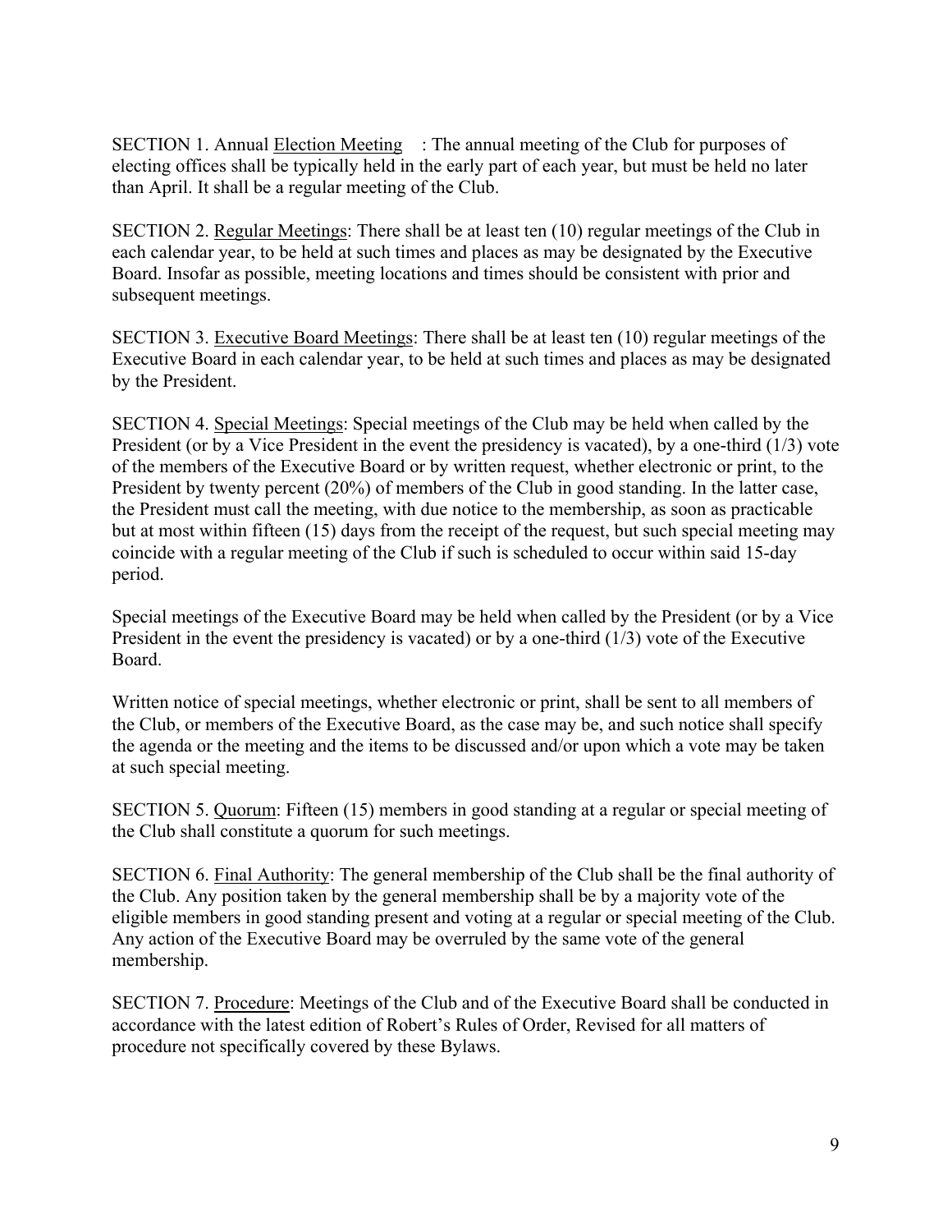SECTION 1. Annual Election Meeting : The annual meeting of the Club for purposes of electing offices shall be typically held in the early part of each year, but must be held no later than April. It shall be a regular meeting of the Club.

SECTION 2. Regular Meetings: There shall be at least ten (10) regular meetings of the Club in each calendar year, to be held at such times and places as may be designated by the Executive Board. Insofar as possible, meeting locations and times should be consistent with prior and subsequent meetings.

SECTION 3. Executive Board Meetings: There shall be at least ten (10) regular meetings of the Executive Board in each calendar year, to be held at such times and places as may be designated by the President.

SECTION 4. Special Meetings: Special meetings of the Club may be held when called by the President (or by a Vice President in the event the presidency is vacated), by a one-third (1/3) vote of the members of the Executive Board or by written request, whether electronic or print, to the President by twenty percent (20%) of members of the Club in good standing. In the latter case, the President must call the meeting, with due notice to the membership, as soon as practicable but at most within fifteen (15) days from the receipt of the request, but such special meeting may coincide with a regular meeting of the Club if such is scheduled to occur within said 15-day period.

Special meetings of the Executive Board may be held when called by the President (or by a Vice President in the event the presidency is vacated) or by a one-third (1/3) vote of the Executive Board.

Written notice of special meetings, whether electronic or print, shall be sent to all members of the Club, or members of the Executive Board, as the case may be, and such notice shall specify the agenda or the meeting and the items to be discussed and/or upon which a vote may be taken at such special meeting.

SECTION 5. Quorum: Fifteen (15) members in good standing at a regular or special meeting of the Club shall constitute a quorum for such meetings.

SECTION 6. Final Authority: The general membership of the Club shall be the final authority of the Club. Any position taken by the general membership shall be by a majority vote of the eligible members in good standing present and voting at a regular or special meeting of the Club. Any action of the Executive Board may be overruled by the same vote of the general membership.

SECTION 7. Procedure: Meetings of the Club and of the Executive Board shall be conducted in accordance with the latest edition of Robert's Rules of Order, Revised for all matters of procedure not specifically covered by these Bylaws.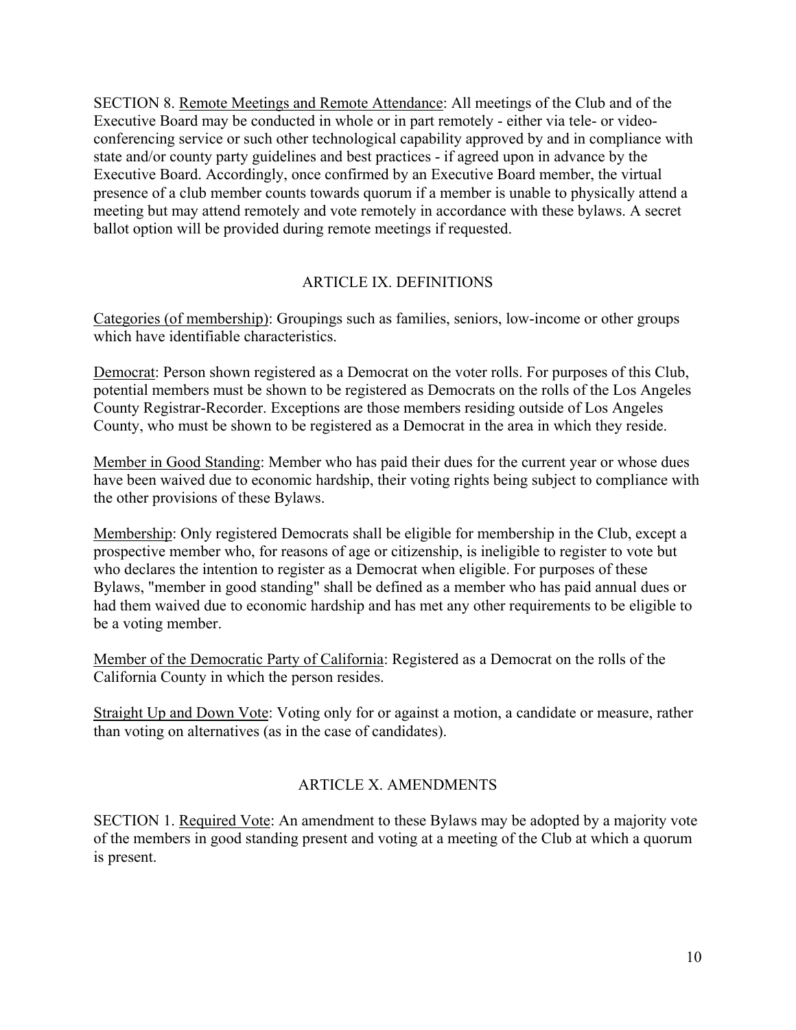SECTION 8. Remote Meetings and Remote Attendance: All meetings of the Club and of the Executive Board may be conducted in whole or in part remotely - either via tele- or video-conferencing service or such other technological capability approved by and in compliance with state and/or county party guidelines and best practices - if agreed upon in advance by the Executive Board. Accordingly, once confirmed by an Executive Board member, the virtual presence of a club member counts towards quorum if a member is unable to physically attend a meeting but may attend remotely and vote remotely in accordance with these bylaws. A secret ballot option will be provided during remote meetings if requested.

## ARTICLE IX. DEFINITIONS

Categories (of membership): Groupings such as families, seniors, low-income or other groups which have identifiable characteristics.

Democrat: Person shown registered as a Democrat on the voter rolls. For purposes of this Club, potential members must be shown to be registered as Democrats on the rolls of the Los Angeles County Registrar-Recorder. Exceptions are those members residing outside of Los Angeles County, who must be shown to be registered as a Democrat in the area in which they reside.

Member in Good Standing: Member who has paid their dues for the current year or whose dues have been waived due to economic hardship, their voting rights being subject to compliance with the other provisions of these Bylaws.

Membership: Only registered Democrats shall be eligible for membership in the Club, except a prospective member who, for reasons of age or citizenship, is ineligible to register to vote but who declares the intention to register as a Democrat when eligible. For purposes of these Bylaws, "member in good standing" shall be defined as a member who has paid annual dues or had them waived due to economic hardship and has met any other requirements to be eligible to be a voting member.

Member of the Democratic Party of California: Registered as a Democrat on the rolls of the California County in which the person resides.

Straight Up and Down Vote: Voting only for or against a motion, a candidate or measure, rather than voting on alternatives (as in the case of candidates).

## ARTICLE X. AMENDMENTS

SECTION 1. Required Vote: An amendment to these Bylaws may be adopted by a majority vote of the members in good standing present and voting at a meeting of the Club at which a quorum is present.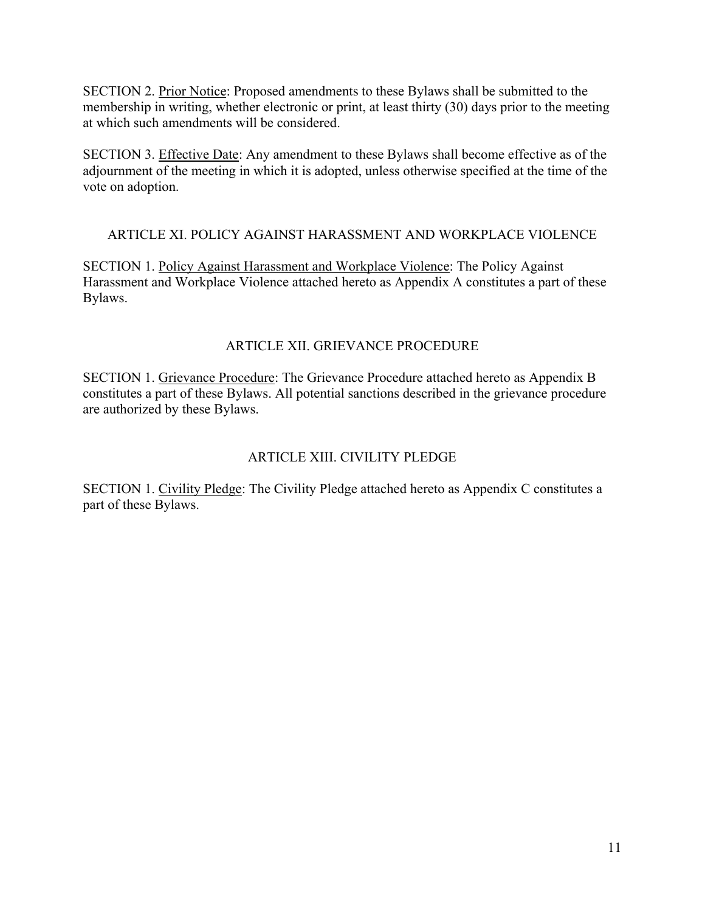SECTION 2. Prior Notice: Proposed amendments to these Bylaws shall be submitted to the membership in writing, whether electronic or print, at least thirty (30) days prior to the meeting at which such amendments will be considered.

SECTION 3. Effective Date: Any amendment to these Bylaws shall become effective as of the adjournment of the meeting in which it is adopted, unless otherwise specified at the time of the vote on adoption.

## ARTICLE XI. POLICY AGAINST HARASSMENT AND WORKPLACE VIOLENCE

SECTION 1. Policy Against Harassment and Workplace Violence: The Policy Against Harassment and Workplace Violence attached hereto as Appendix A constitutes a part of these Bylaws.

## ARTICLE XII. GRIEVANCE PROCEDURE

SECTION 1. Grievance Procedure: The Grievance Procedure attached hereto as Appendix B constitutes a part of these Bylaws. All potential sanctions described in the grievance procedure are authorized by these Bylaws.

## ARTICLE XIII. CIVILITY PLEDGE

SECTION 1. Civility Pledge: The Civility Pledge attached hereto as Appendix C constitutes a part of these Bylaws.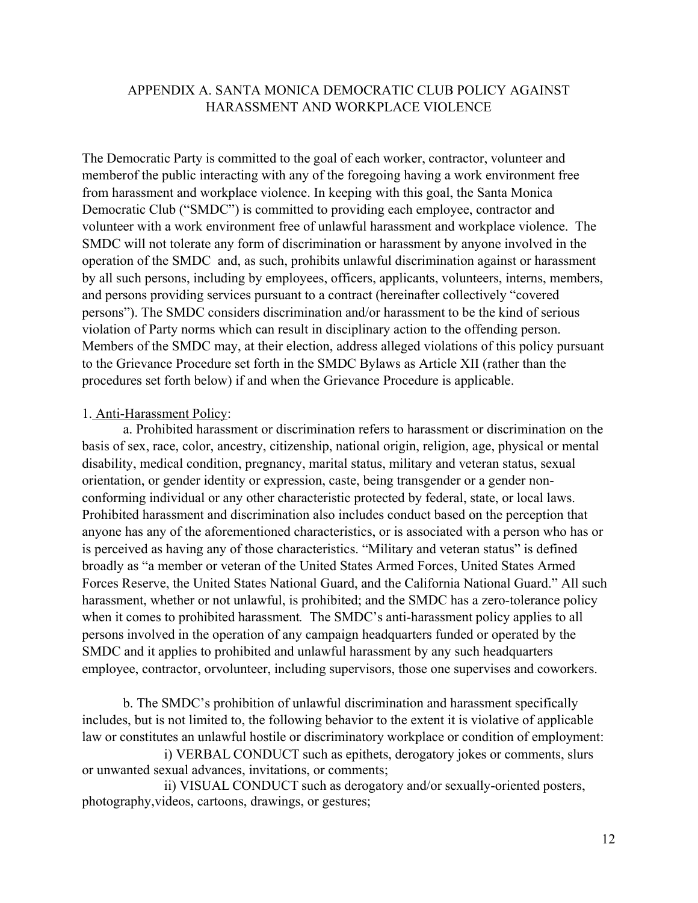# APPENDIX A. SANTA MONICA DEMOCRATIC CLUB POLICY AGAINST HARASSMENT AND WORKPLACE VIOLENCE

The Democratic Party is committed to the goal of each worker, contractor, volunteer and memberof the public interacting with any of the foregoing having a work environment free from harassment and workplace violence. In keeping with this goal, the Santa Monica Democratic Club ("SMDC") is committed to providing each employee, contractor and volunteer with a work environment free of unlawful harassment and workplace violence. The SMDC will not tolerate any form of discrimination or harassment by anyone involved in the operation of the SMDC and, as such, prohibits unlawful discrimination against or harassment by all such persons, including by employees, officers, applicants, volunteers, interns, members, and persons providing services pursuant to a contract (hereinafter collectively "covered persons"). The SMDC considers discrimination and/or harassment to be the kind of serious violation of Party norms which can result in disciplinary action to the offending person. Members of the SMDC may, at their election, address alleged violations of this policy pursuant to the Grievance Procedure set forth in the SMDC Bylaws as Article XII (rather than the procedures set forth below) if and when the Grievance Procedure is applicable.

1. Anti-Harassment Policy:

a. Prohibited harassment or discrimination refers to harassment or discrimination on the basis of sex, race, color, ancestry, citizenship, national origin, religion, age, physical or mental disability, medical condition, pregnancy, marital status, military and veteran status, sexual orientation, or gender identity or expression, caste, being transgender or a gender non-conforming individual or any other characteristic protected by federal, state, or local laws. Prohibited harassment and discrimination also includes conduct based on the perception that anyone has any of the aforementioned characteristics, or is associated with a person who has or is perceived as having any of those characteristics. "Military and veteran status" is defined broadly as "a member or veteran of the United States Armed Forces, United States Armed Forces Reserve, the United States National Guard, and the California National Guard." All such harassment, whether or not unlawful, is prohibited; and the SMDC has a zero-tolerance policy when it comes to prohibited harassment. The SMDC's anti-harassment policy applies to all persons involved in the operation of any campaign headquarters funded or operated by the SMDC and it applies to prohibited and unlawful harassment by any such headquarters employee, contractor, orvolunteer, including supervisors, those one supervises and coworkers.

b. The SMDC's prohibition of unlawful discrimination and harassment specifically includes, but is not limited to, the following behavior to the extent it is violative of applicable law or constitutes an unlawful hostile or discriminatory workplace or condition of employment:

i) VERBAL CONDUCT such as epithets, derogatory jokes or comments, slurs or unwanted sexual advances, invitations, or comments;

ii) VISUAL CONDUCT such as derogatory and/or sexually-oriented posters, photography,videos, cartoons, drawings, or gestures;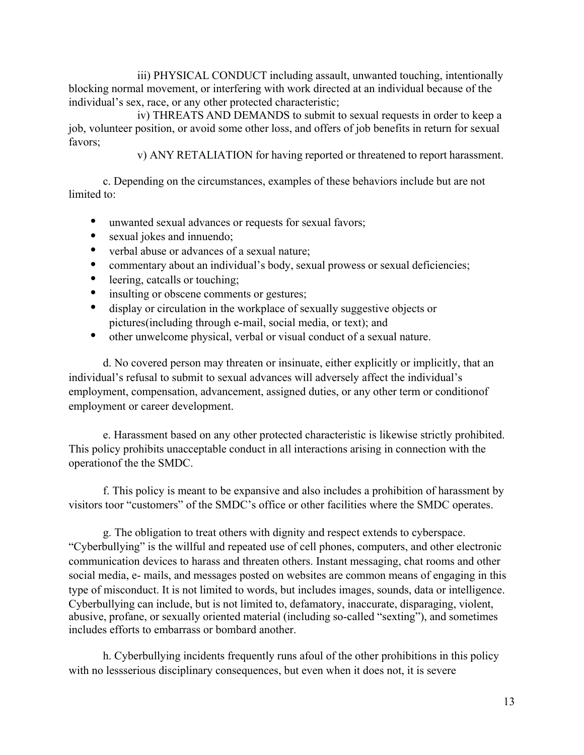iii) PHYSICAL CONDUCT including assault, unwanted touching, intentionally blocking normal movement, or interfering with work directed at an individual because of the individual's sex, race, or any other protected characteristic;

iv) THREATS AND DEMANDS to submit to sexual requests in order to keep a job, volunteer position, or avoid some other loss, and offers of job benefits in return for sexual favors;

v) ANY RETALIATION for having reported or threatened to report harassment.

c. Depending on the circumstances, examples of these behaviors include but are not limited to:

- unwanted sexual advances or requests for sexual favors;
- sexual jokes and innuendo;
- verbal abuse or advances of a sexual nature;
- commentary about an individual's body, sexual prowess or sexual deficiencies;
- leering, catcalls or touching;
- insulting or obscene comments or gestures;
- display or circulation in the workplace of sexually suggestive objects or pictures(including through e-mail, social media, or text); and
- other unwelcome physical, verbal or visual conduct of a sexual nature.

d. No covered person may threaten or insinuate, either explicitly or implicitly, that an individual's refusal to submit to sexual advances will adversely affect the individual's employment, compensation, advancement, assigned duties, or any other term or conditionof employment or career development.

e. Harassment based on any other protected characteristic is likewise strictly prohibited. This policy prohibits unacceptable conduct in all interactions arising in connection with the operationof the the SMDC.

f. This policy is meant to be expansive and also includes a prohibition of harassment by visitors toor "customers" of the SMDC's office or other facilities where the SMDC operates.

g. The obligation to treat others with dignity and respect extends to cyberspace. "Cyberbullying" is the willful and repeated use of cell phones, computers, and other electronic communication devices to harass and threaten others. Instant messaging, chat rooms and other social media, e- mails, and messages posted on websites are common means of engaging in this type of misconduct. It is not limited to words, but includes images, sounds, data or intelligence. Cyberbullying can include, but is not limited to, defamatory, inaccurate, disparaging, violent, abusive, profane, or sexually oriented material (including so-called "sexting"), and sometimes includes efforts to embarrass or bombard another.

h. Cyberbullying incidents frequently runs afoul of the other prohibitions in this policy with no lessserious disciplinary consequences, but even when it does not, it is severe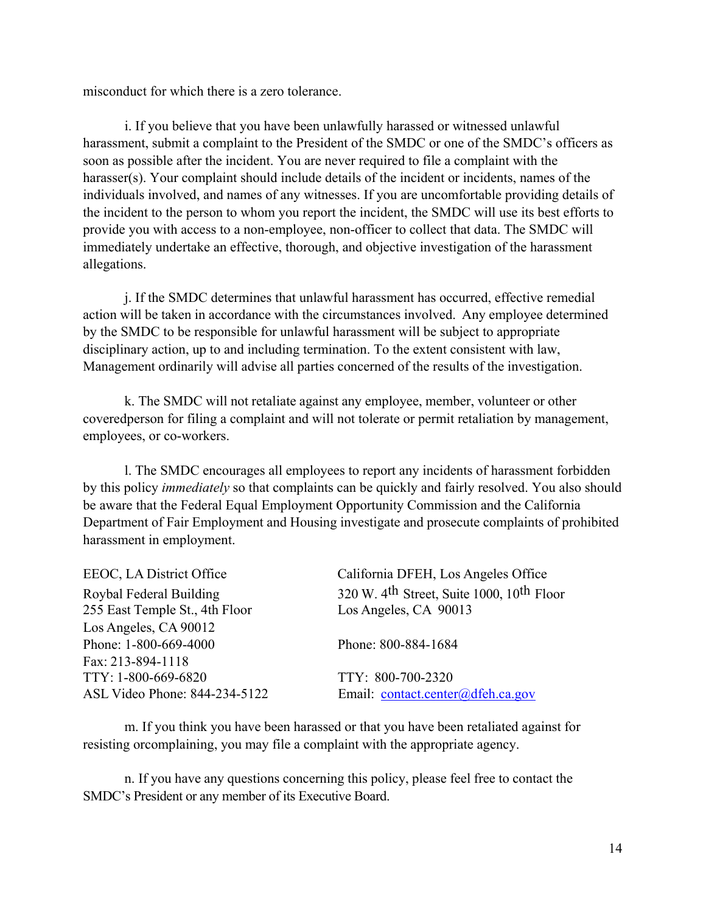misconduct for which there is a zero tolerance.

i. If you believe that you have been unlawfully harassed or witnessed unlawful harassment, submit a complaint to the President of the SMDC or one of the SMDC's officers as soon as possible after the incident. You are never required to file a complaint with the harasser(s). Your complaint should include details of the incident or incidents, names of the individuals involved, and names of any witnesses. If you are uncomfortable providing details of the incident to the person to whom you report the incident, the SMDC will use its best efforts to provide you with access to a non-employee, non-officer to collect that data. The SMDC will immediately undertake an effective, thorough, and objective investigation of the harassment allegations.

j. If the SMDC determines that unlawful harassment has occurred, effective remedial action will be taken in accordance with the circumstances involved. Any employee determined by the SMDC to be responsible for unlawful harassment will be subject to appropriate disciplinary action, up to and including termination. To the extent consistent with law, Management ordinarily will advise all parties concerned of the results of the investigation.

k. The SMDC will not retaliate against any employee, member, volunteer or other coveredperson for filing a complaint and will not tolerate or permit retaliation by management, employees, or co-workers.

l. The SMDC encourages all employees to report any incidents of harassment forbidden by this policy *immediately* so that complaints can be quickly and fairly resolved. You also should be aware that the Federal Equal Employment Opportunity Commission and the California Department of Fair Employment and Housing investigate and prosecute complaints of prohibited harassment in employment.

EEOC, LA District Office
Roybal Federal Building
255 East Temple St., 4th Floor
Los Angeles, CA 90012
Phone: 1-800-669-4000
Fax: 213-894-1118
TTY: 1-800-669-6820
ASL Video Phone: 844-234-5122

California DFEH, Los Angeles Office
320 W. 4th Street, Suite 1000, 10th Floor
Los Angeles, CA 90013

Phone: 800-884-1684

TTY: 800-700-2320
Email: contact.center@dfeh.ca.gov

m. If you think you have been harassed or that you have been retaliated against for resisting orcomplaining, you may file a complaint with the appropriate agency.

n. If you have any questions concerning this policy, please feel free to contact the SMDC's President or any member of its Executive Board.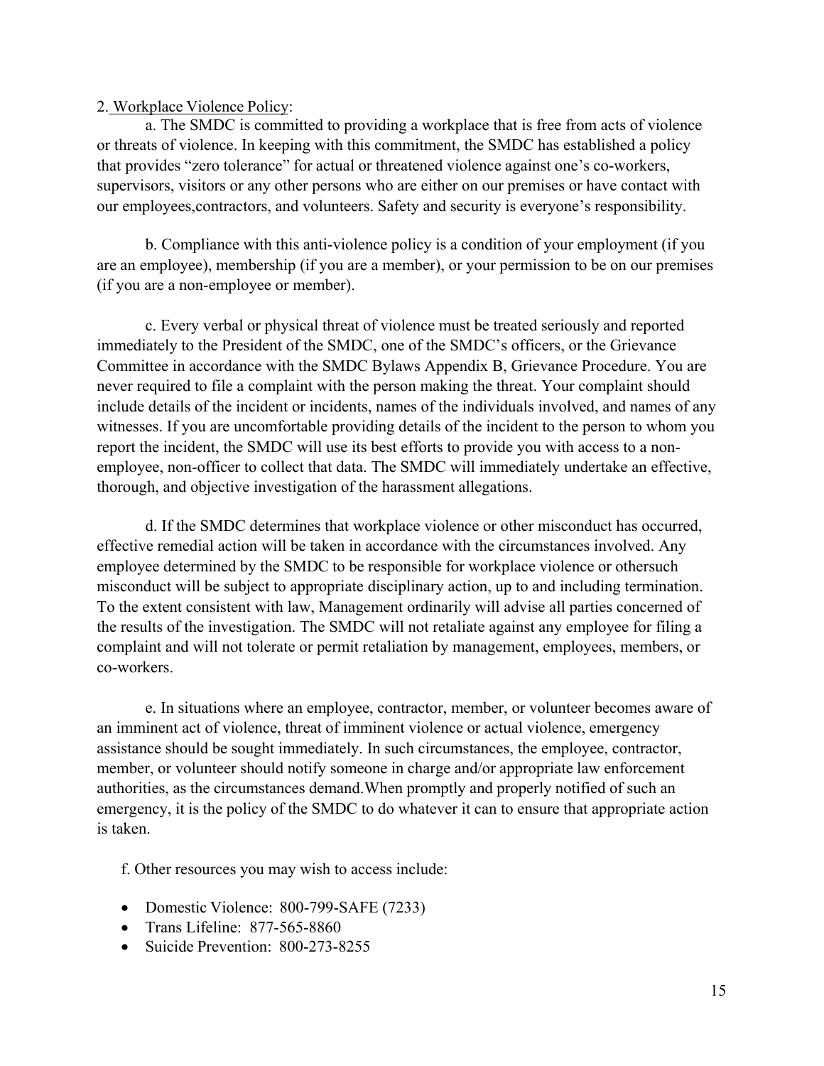2. <u>Workplace Violence Policy</u>:

a. The SMDC is committed to providing a workplace that is free from acts of violence or threats of violence. In keeping with this commitment, the SMDC has established a policy that provides "zero tolerance" for actual or threatened violence against one's co-workers, supervisors, visitors or any other persons who are either on our premises or have contact with our employees,contractors, and volunteers. Safety and security is everyone's responsibility.

b. Compliance with this anti-violence policy is a condition of your employment (if you are an employee), membership (if you are a member), or your permission to be on our premises (if you are a non-employee or member).

c. Every verbal or physical threat of violence must be treated seriously and reported immediately to the President of the SMDC, one of the SMDC's officers, or the Grievance Committee in accordance with the SMDC Bylaws Appendix B, Grievance Procedure. You are never required to file a complaint with the person making the threat. Your complaint should include details of the incident or incidents, names of the individuals involved, and names of any witnesses. If you are uncomfortable providing details of the incident to the person to whom you report the incident, the SMDC will use its best efforts to provide you with access to a non-employee, non-officer to collect that data. The SMDC will immediately undertake an effective, thorough, and objective investigation of the harassment allegations.

d. If the SMDC determines that workplace violence or other misconduct has occurred, effective remedial action will be taken in accordance with the circumstances involved. Any employee determined by the SMDC to be responsible for workplace violence or othersuch misconduct will be subject to appropriate disciplinary action, up to and including termination. To the extent consistent with law, Management ordinarily will advise all parties concerned of the results of the investigation. The SMDC will not retaliate against any employee for filing a complaint and will not tolerate or permit retaliation by management, employees, members, or co-workers.

e. In situations where an employee, contractor, member, or volunteer becomes aware of an imminent act of violence, threat of imminent violence or actual violence, emergency assistance should be sought immediately. In such circumstances, the employee, contractor, member, or volunteer should notify someone in charge and/or appropriate law enforcement authorities, as the circumstances demand.When promptly and properly notified of such an emergency, it is the policy of the SMDC to do whatever it can to ensure that appropriate action is taken.

f. Other resources you may wish to access include:

- Domestic Violence: 800-799-SAFE (7233)
- Trans Lifeline: 877-565-8860
- Suicide Prevention: 800-273-8255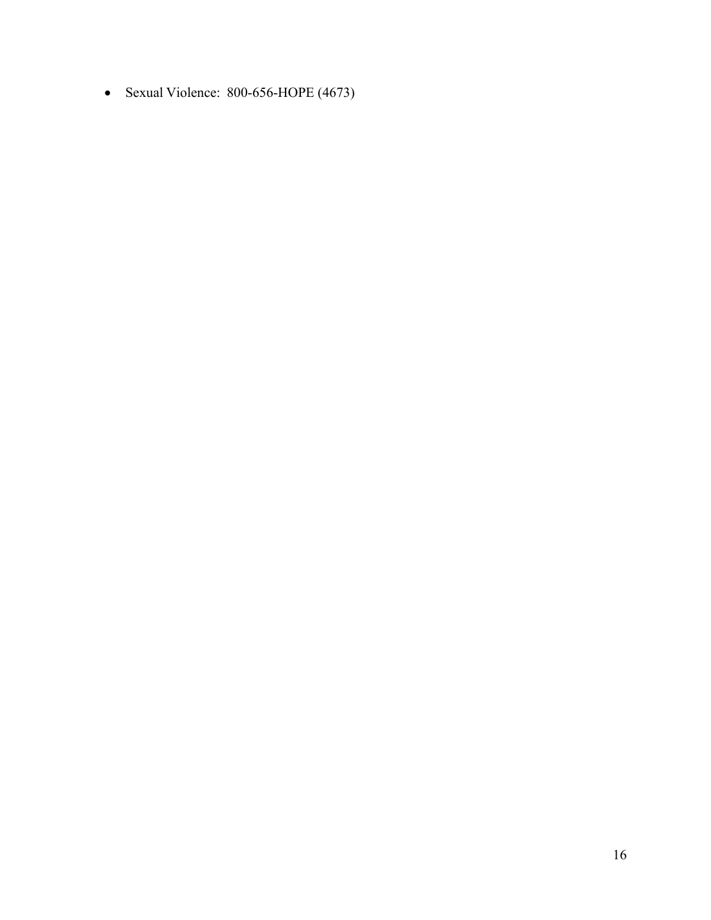- Sexual Violence: 800-656-HOPE (4673)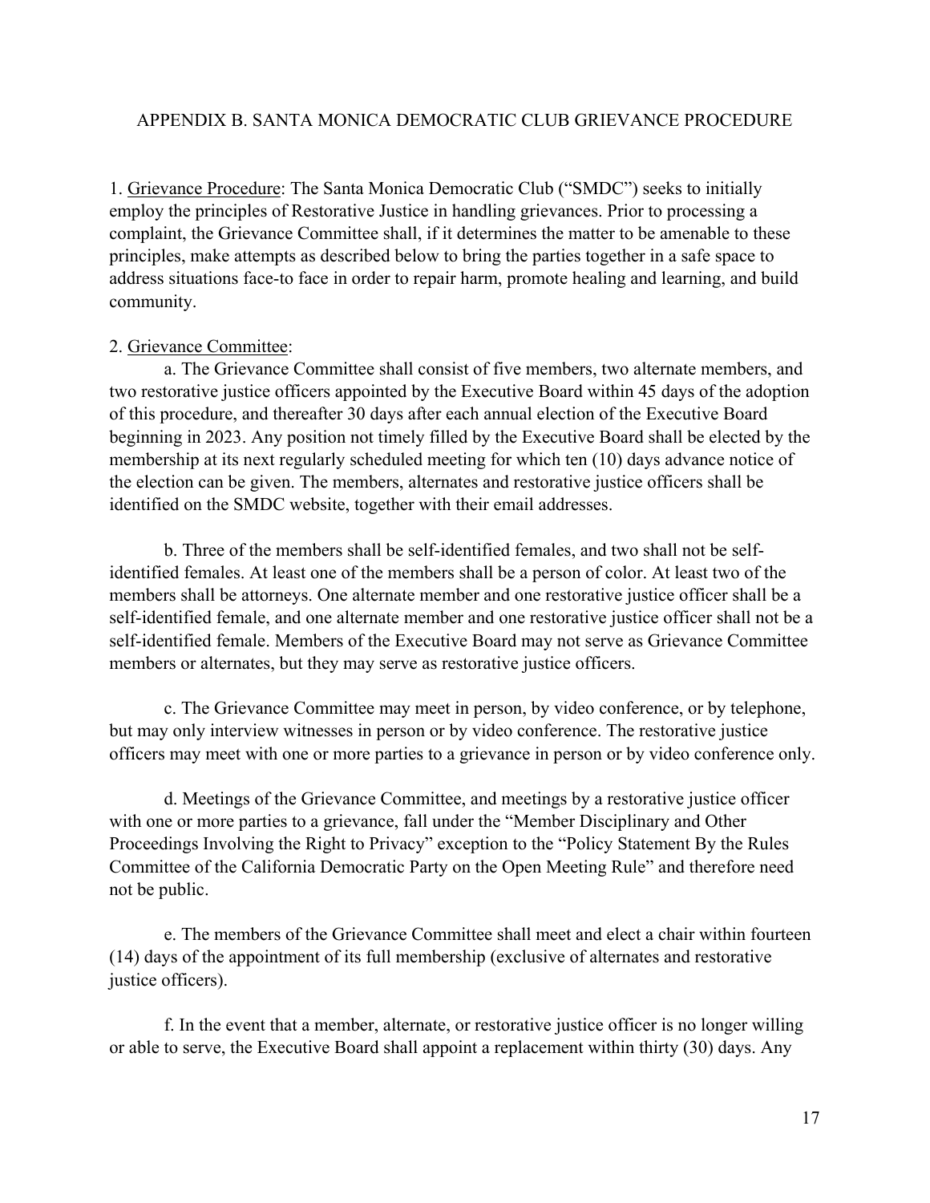## APPENDIX B. SANTA MONICA DEMOCRATIC CLUB GRIEVANCE PROCEDURE

1. <u>Grievance Procedure</u>: The Santa Monica Democratic Club ("SMDC") seeks to initially employ the principles of Restorative Justice in handling grievances. Prior to processing a complaint, the Grievance Committee shall, if it determines the matter to be amenable to these principles, make attempts as described below to bring the parties together in a safe space to address situations face-to face in order to repair harm, promote healing and learning, and build community.

2. <u>Grievance Committee</u>:

a. The Grievance Committee shall consist of five members, two alternate members, and two restorative justice officers appointed by the Executive Board within 45 days of the adoption of this procedure, and thereafter 30 days after each annual election of the Executive Board beginning in 2023. Any position not timely filled by the Executive Board shall be elected by the membership at its next regularly scheduled meeting for which ten (10) days advance notice of the election can be given. The members, alternates and restorative justice officers shall be identified on the SMDC website, together with their email addresses.

b. Three of the members shall be self-identified females, and two shall not be self-identified females. At least one of the members shall be a person of color. At least two of the members shall be attorneys. One alternate member and one restorative justice officer shall be a self-identified female, and one alternate member and one restorative justice officer shall not be a self-identified female. Members of the Executive Board may not serve as Grievance Committee members or alternates, but they may serve as restorative justice officers.

c. The Grievance Committee may meet in person, by video conference, or by telephone, but may only interview witnesses in person or by video conference. The restorative justice officers may meet with one or more parties to a grievance in person or by video conference only.

d. Meetings of the Grievance Committee, and meetings by a restorative justice officer with one or more parties to a grievance, fall under the "Member Disciplinary and Other Proceedings Involving the Right to Privacy" exception to the "Policy Statement By the Rules Committee of the California Democratic Party on the Open Meeting Rule" and therefore need not be public.

e. The members of the Grievance Committee shall meet and elect a chair within fourteen (14) days of the appointment of its full membership (exclusive of alternates and restorative justice officers).

f. In the event that a member, alternate, or restorative justice officer is no longer willing or able to serve, the Executive Board shall appoint a replacement within thirty (30) days. Any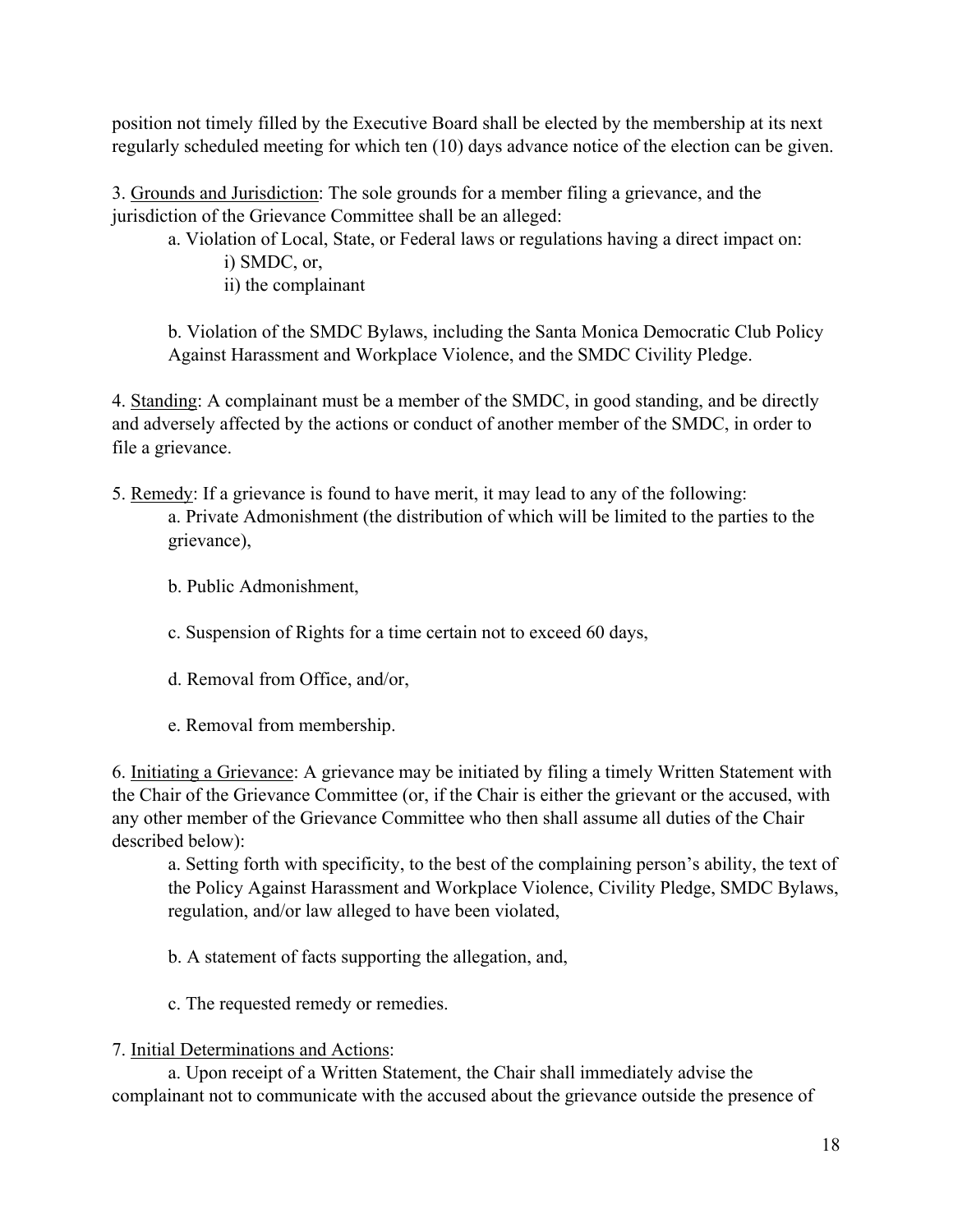position not timely filled by the Executive Board shall be elected by the membership at its next regularly scheduled meeting for which ten (10) days advance notice of the election can be given.

3. <u>Grounds and Jurisdiction</u>: The sole grounds for a member filing a grievance, and the jurisdiction of the Grievance Committee shall be an alleged:

   a. Violation of Local, State, or Federal laws or regulations having a direct impact on:

      i) SMDC, or,

      ii) the complainant

   b. Violation of the SMDC Bylaws, including the Santa Monica Democratic Club Policy Against Harassment and Workplace Violence, and the SMDC Civility Pledge.

4. <u>Standing</u>: A complainant must be a member of the SMDC, in good standing, and be directly and adversely affected by the actions or conduct of another member of the SMDC, in order to file a grievance.

5. <u>Remedy</u>: If a grievance is found to have merit, it may lead to any of the following:

   a. Private Admonishment (the distribution of which will be limited to the parties to the grievance),

   b. Public Admonishment,

   c. Suspension of Rights for a time certain not to exceed 60 days,

   d. Removal from Office, and/or,

   e. Removal from membership.

6. <u>Initiating a Grievance</u>: A grievance may be initiated by filing a timely Written Statement with the Chair of the Grievance Committee (or, if the Chair is either the grievant or the accused, with any other member of the Grievance Committee who then shall assume all duties of the Chair described below):

   a. Setting forth with specificity, to the best of the complaining person's ability, the text of the Policy Against Harassment and Workplace Violence, Civility Pledge, SMDC Bylaws, regulation, and/or law alleged to have been violated,

   b. A statement of facts supporting the allegation, and,

   c. The requested remedy or remedies.

7. <u>Initial Determinations and Actions</u>:

   a. Upon receipt of a Written Statement, the Chair shall immediately advise the complainant not to communicate with the accused about the grievance outside the presence of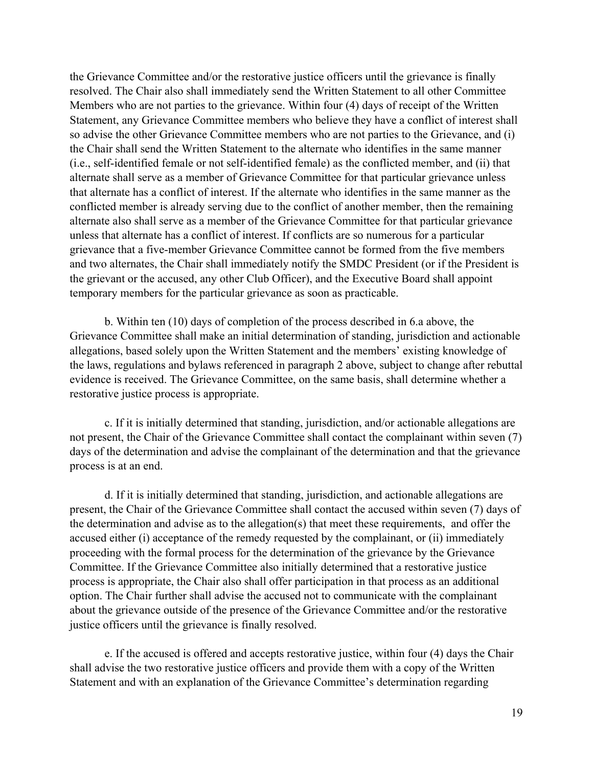the Grievance Committee and/or the restorative justice officers until the grievance is finally resolved. The Chair also shall immediately send the Written Statement to all other Committee Members who are not parties to the grievance. Within four (4) days of receipt of the Written Statement, any Grievance Committee members who believe they have a conflict of interest shall so advise the other Grievance Committee members who are not parties to the Grievance, and (i) the Chair shall send the Written Statement to the alternate who identifies in the same manner (i.e., self-identified female or not self-identified female) as the conflicted member, and (ii) that alternate shall serve as a member of Grievance Committee for that particular grievance unless that alternate has a conflict of interest. If the alternate who identifies in the same manner as the conflicted member is already serving due to the conflict of another member, then the remaining alternate also shall serve as a member of the Grievance Committee for that particular grievance unless that alternate has a conflict of interest. If conflicts are so numerous for a particular grievance that a five-member Grievance Committee cannot be formed from the five members and two alternates, the Chair shall immediately notify the SMDC President (or if the President is the grievant or the accused, any other Club Officer), and the Executive Board shall appoint temporary members for the particular grievance as soon as practicable.

b. Within ten (10) days of completion of the process described in 6.a above, the Grievance Committee shall make an initial determination of standing, jurisdiction and actionable allegations, based solely upon the Written Statement and the members' existing knowledge of the laws, regulations and bylaws referenced in paragraph 2 above, subject to change after rebuttal evidence is received. The Grievance Committee, on the same basis, shall determine whether a restorative justice process is appropriate.

c. If it is initially determined that standing, jurisdiction, and/or actionable allegations are not present, the Chair of the Grievance Committee shall contact the complainant within seven (7) days of the determination and advise the complainant of the determination and that the grievance process is at an end.

d. If it is initially determined that standing, jurisdiction, and actionable allegations are present, the Chair of the Grievance Committee shall contact the accused within seven (7) days of the determination and advise as to the allegation(s) that meet these requirements, and offer the accused either (i) acceptance of the remedy requested by the complainant, or (ii) immediately proceeding with the formal process for the determination of the grievance by the Grievance Committee. If the Grievance Committee also initially determined that a restorative justice process is appropriate, the Chair also shall offer participation in that process as an additional option. The Chair further shall advise the accused not to communicate with the complainant about the grievance outside of the presence of the Grievance Committee and/or the restorative justice officers until the grievance is finally resolved.

e. If the accused is offered and accepts restorative justice, within four (4) days the Chair shall advise the two restorative justice officers and provide them with a copy of the Written Statement and with an explanation of the Grievance Committee's determination regarding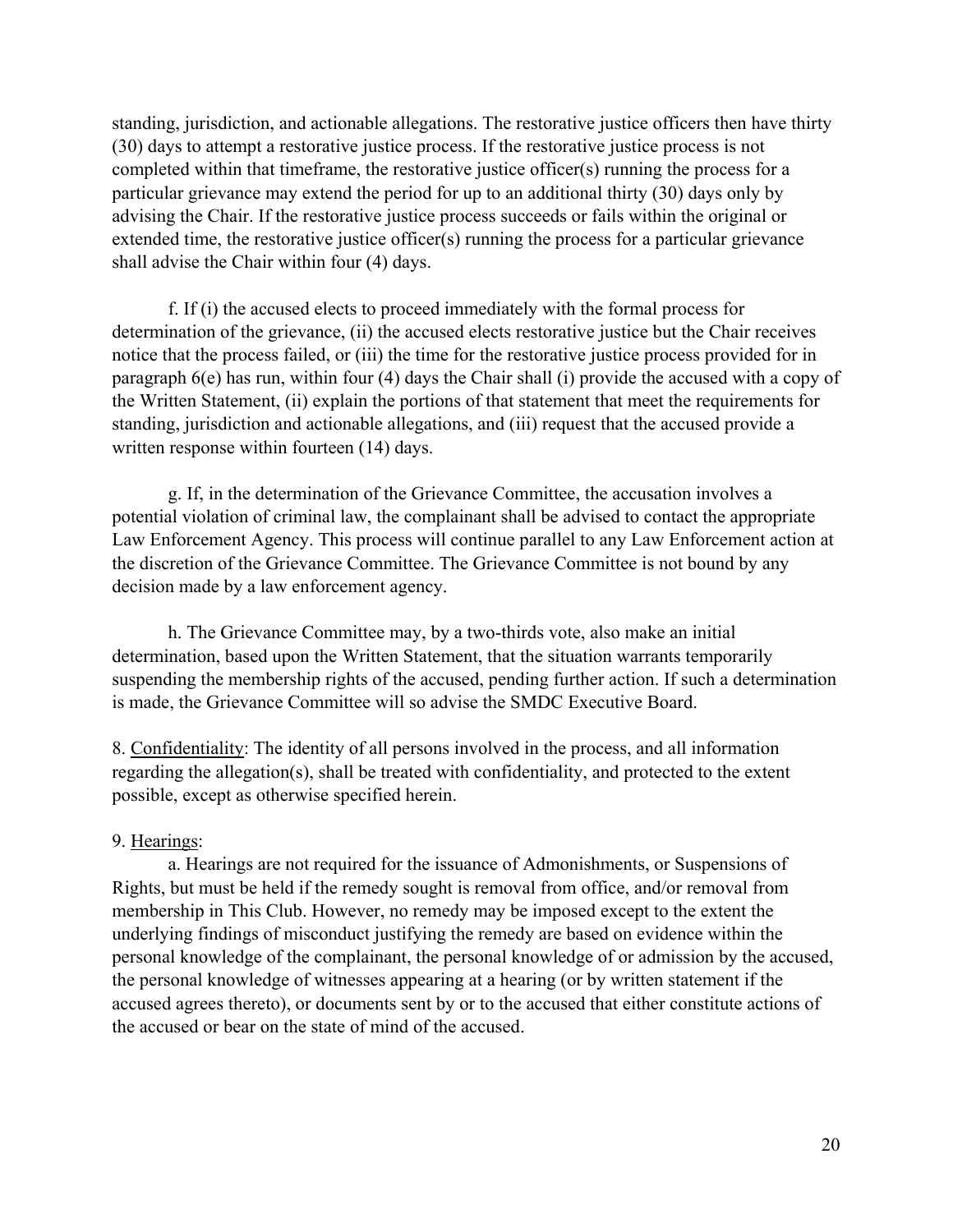standing, jurisdiction, and actionable allegations. The restorative justice officers then have thirty (30) days to attempt a restorative justice process. If the restorative justice process is not completed within that timeframe, the restorative justice officer(s) running the process for a particular grievance may extend the period for up to an additional thirty (30) days only by advising the Chair. If the restorative justice process succeeds or fails within the original or extended time, the restorative justice officer(s) running the process for a particular grievance shall advise the Chair within four (4) days.

f. If (i) the accused elects to proceed immediately with the formal process for determination of the grievance, (ii) the accused elects restorative justice but the Chair receives notice that the process failed, or (iii) the time for the restorative justice process provided for in paragraph 6(e) has run, within four (4) days the Chair shall (i) provide the accused with a copy of the Written Statement, (ii) explain the portions of that statement that meet the requirements for standing, jurisdiction and actionable allegations, and (iii) request that the accused provide a written response within fourteen (14) days.

g. If, in the determination of the Grievance Committee, the accusation involves a potential violation of criminal law, the complainant shall be advised to contact the appropriate Law Enforcement Agency. This process will continue parallel to any Law Enforcement action at the discretion of the Grievance Committee. The Grievance Committee is not bound by any decision made by a law enforcement agency.

h. The Grievance Committee may, by a two-thirds vote, also make an initial determination, based upon the Written Statement, that the situation warrants temporarily suspending the membership rights of the accused, pending further action. If such a determination is made, the Grievance Committee will so advise the SMDC Executive Board.

8. <u>Confidentiality</u>: The identity of all persons involved in the process, and all information regarding the allegation(s), shall be treated with confidentiality, and protected to the extent possible, except as otherwise specified herein.

9. <u>Hearings</u>:

a. Hearings are not required for the issuance of Admonishments, or Suspensions of Rights, but must be held if the remedy sought is removal from office, and/or removal from membership in This Club. However, no remedy may be imposed except to the extent the underlying findings of misconduct justifying the remedy are based on evidence within the personal knowledge of the complainant, the personal knowledge of or admission by the accused, the personal knowledge of witnesses appearing at a hearing (or by written statement if the accused agrees thereto), or documents sent by or to the accused that either constitute actions of the accused or bear on the state of mind of the accused.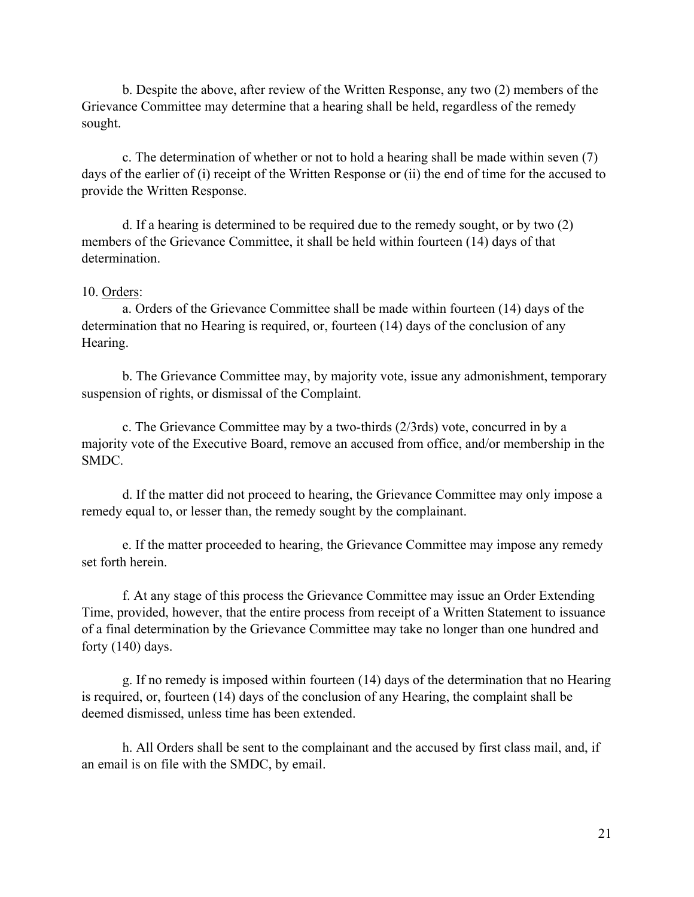b. Despite the above, after review of the Written Response, any two (2) members of the Grievance Committee may determine that a hearing shall be held, regardless of the remedy sought.

c. The determination of whether or not to hold a hearing shall be made within seven (7) days of the earlier of (i) receipt of the Written Response or (ii) the end of time for the accused to provide the Written Response.

d. If a hearing is determined to be required due to the remedy sought, or by two (2) members of the Grievance Committee, it shall be held within fourteen (14) days of that determination.

10. <u>Orders</u>:

a. Orders of the Grievance Committee shall be made within fourteen (14) days of the determination that no Hearing is required, or, fourteen (14) days of the conclusion of any Hearing.

b. The Grievance Committee may, by majority vote, issue any admonishment, temporary suspension of rights, or dismissal of the Complaint.

c. The Grievance Committee may by a two-thirds (2/3rds) vote, concurred in by a majority vote of the Executive Board, remove an accused from office, and/or membership in the SMDC.

d. If the matter did not proceed to hearing, the Grievance Committee may only impose a remedy equal to, or lesser than, the remedy sought by the complainant.

e. If the matter proceeded to hearing, the Grievance Committee may impose any remedy set forth herein.

f. At any stage of this process the Grievance Committee may issue an Order Extending Time, provided, however, that the entire process from receipt of a Written Statement to issuance of a final determination by the Grievance Committee may take no longer than one hundred and forty (140) days.

g. If no remedy is imposed within fourteen (14) days of the determination that no Hearing is required, or, fourteen (14) days of the conclusion of any Hearing, the complaint shall be deemed dismissed, unless time has been extended.

h. All Orders shall be sent to the complainant and the accused by first class mail, and, if an email is on file with the SMDC, by email.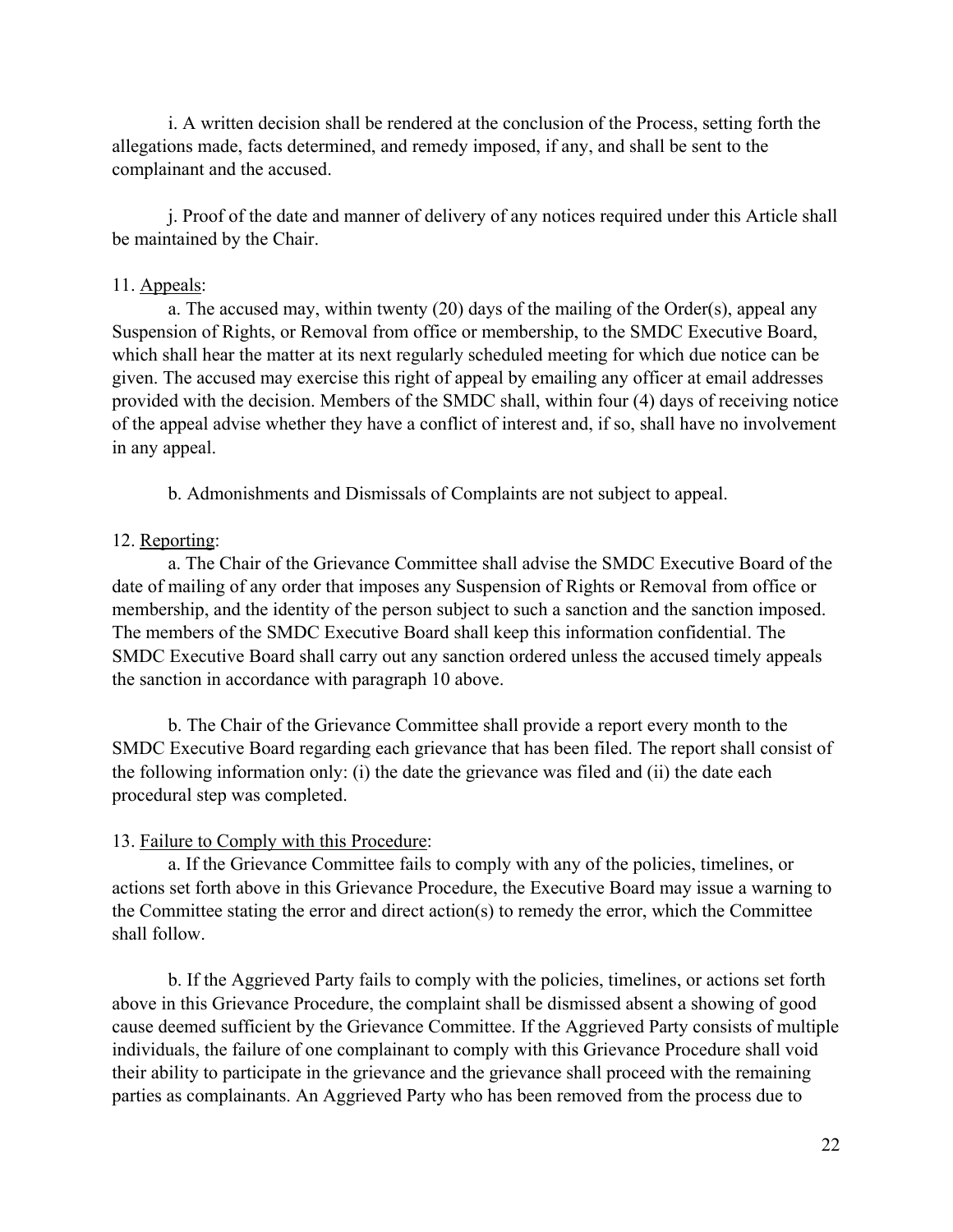i. A written decision shall be rendered at the conclusion of the Process, setting forth the allegations made, facts determined, and remedy imposed, if any, and shall be sent to the complainant and the accused.

j. Proof of the date and manner of delivery of any notices required under this Article shall be maintained by the Chair.

11. <u>Appeals</u>:

a. The accused may, within twenty (20) days of the mailing of the Order(s), appeal any Suspension of Rights, or Removal from office or membership, to the SMDC Executive Board, which shall hear the matter at its next regularly scheduled meeting for which due notice can be given. The accused may exercise this right of appeal by emailing any officer at email addresses provided with the decision. Members of the SMDC shall, within four (4) days of receiving notice of the appeal advise whether they have a conflict of interest and, if so, shall have no involvement in any appeal.

b. Admonishments and Dismissals of Complaints are not subject to appeal.

12. <u>Reporting</u>:

a. The Chair of the Grievance Committee shall advise the SMDC Executive Board of the date of mailing of any order that imposes any Suspension of Rights or Removal from office or membership, and the identity of the person subject to such a sanction and the sanction imposed. The members of the SMDC Executive Board shall keep this information confidential. The SMDC Executive Board shall carry out any sanction ordered unless the accused timely appeals the sanction in accordance with paragraph 10 above.

b. The Chair of the Grievance Committee shall provide a report every month to the SMDC Executive Board regarding each grievance that has been filed. The report shall consist of the following information only: (i) the date the grievance was filed and (ii) the date each procedural step was completed.

13. <u>Failure to Comply with this Procedure</u>:

a. If the Grievance Committee fails to comply with any of the policies, timelines, or actions set forth above in this Grievance Procedure, the Executive Board may issue a warning to the Committee stating the error and direct action(s) to remedy the error, which the Committee shall follow.

b. If the Aggrieved Party fails to comply with the policies, timelines, or actions set forth above in this Grievance Procedure, the complaint shall be dismissed absent a showing of good cause deemed sufficient by the Grievance Committee. If the Aggrieved Party consists of multiple individuals, the failure of one complainant to comply with this Grievance Procedure shall void their ability to participate in the grievance and the grievance shall proceed with the remaining parties as complainants. An Aggrieved Party who has been removed from the process due to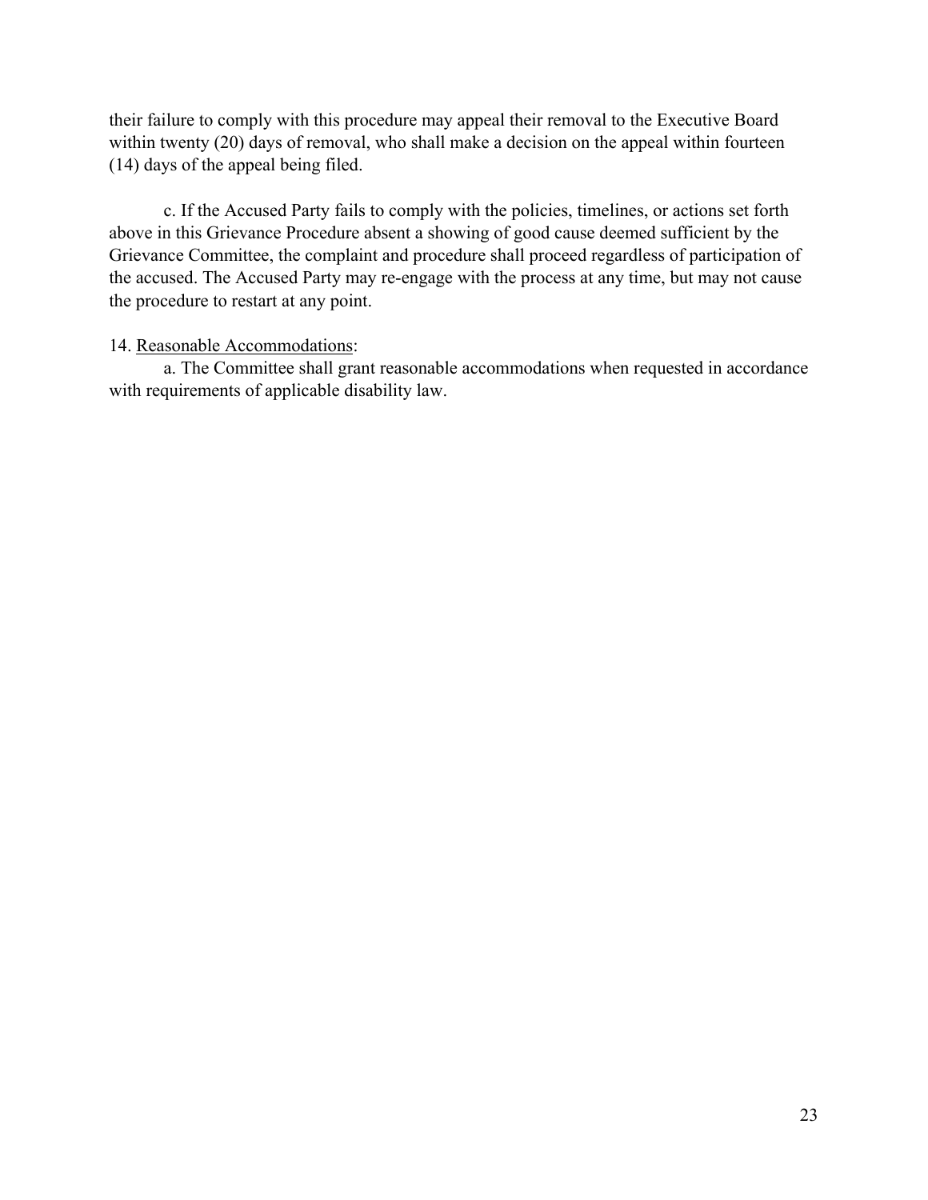their failure to comply with this procedure may appeal their removal to the Executive Board within twenty (20) days of removal, who shall make a decision on the appeal within fourteen (14) days of the appeal being filed.

c. If the Accused Party fails to comply with the policies, timelines, or actions set forth above in this Grievance Procedure absent a showing of good cause deemed sufficient by the Grievance Committee, the complaint and procedure shall proceed regardless of participation of the accused. The Accused Party may re-engage with the process at any time, but may not cause the procedure to restart at any point.

14. <u>Reasonable Accommodations</u>:

a. The Committee shall grant reasonable accommodations when requested in accordance with requirements of applicable disability law.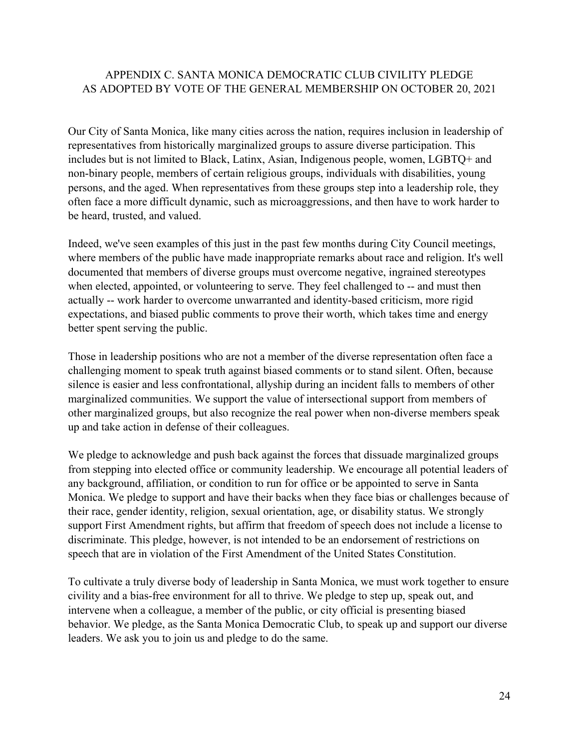## APPENDIX C. SANTA MONICA DEMOCRATIC CLUB CIVILITY PLEDGE AS ADOPTED BY VOTE OF THE GENERAL MEMBERSHIP ON OCTOBER 20, 2021

Our City of Santa Monica, like many cities across the nation, requires inclusion in leadership of representatives from historically marginalized groups to assure diverse participation. This includes but is not limited to Black, Latinx, Asian, Indigenous people, women, LGBTQ+ and non-binary people, members of certain religious groups, individuals with disabilities, young persons, and the aged. When representatives from these groups step into a leadership role, they often face a more difficult dynamic, such as microaggressions, and then have to work harder to be heard, trusted, and valued.

Indeed, we've seen examples of this just in the past few months during City Council meetings, where members of the public have made inappropriate remarks about race and religion. It's well documented that members of diverse groups must overcome negative, ingrained stereotypes when elected, appointed, or volunteering to serve. They feel challenged to -- and must then actually -- work harder to overcome unwarranted and identity-based criticism, more rigid expectations, and biased public comments to prove their worth, which takes time and energy better spent serving the public.

Those in leadership positions who are not a member of the diverse representation often face a challenging moment to speak truth against biased comments or to stand silent. Often, because silence is easier and less confrontational, allyship during an incident falls to members of other marginalized communities. We support the value of intersectional support from members of other marginalized groups, but also recognize the real power when non-diverse members speak up and take action in defense of their colleagues.

We pledge to acknowledge and push back against the forces that dissuade marginalized groups from stepping into elected office or community leadership. We encourage all potential leaders of any background, affiliation, or condition to run for office or be appointed to serve in Santa Monica. We pledge to support and have their backs when they face bias or challenges because of their race, gender identity, religion, sexual orientation, age, or disability status. We strongly support First Amendment rights, but affirm that freedom of speech does not include a license to discriminate. This pledge, however, is not intended to be an endorsement of restrictions on speech that are in violation of the First Amendment of the United States Constitution.

To cultivate a truly diverse body of leadership in Santa Monica, we must work together to ensure civility and a bias-free environment for all to thrive. We pledge to step up, speak out, and intervene when a colleague, a member of the public, or city official is presenting biased behavior. We pledge, as the Santa Monica Democratic Club, to speak up and support our diverse leaders. We ask you to join us and pledge to do the same.